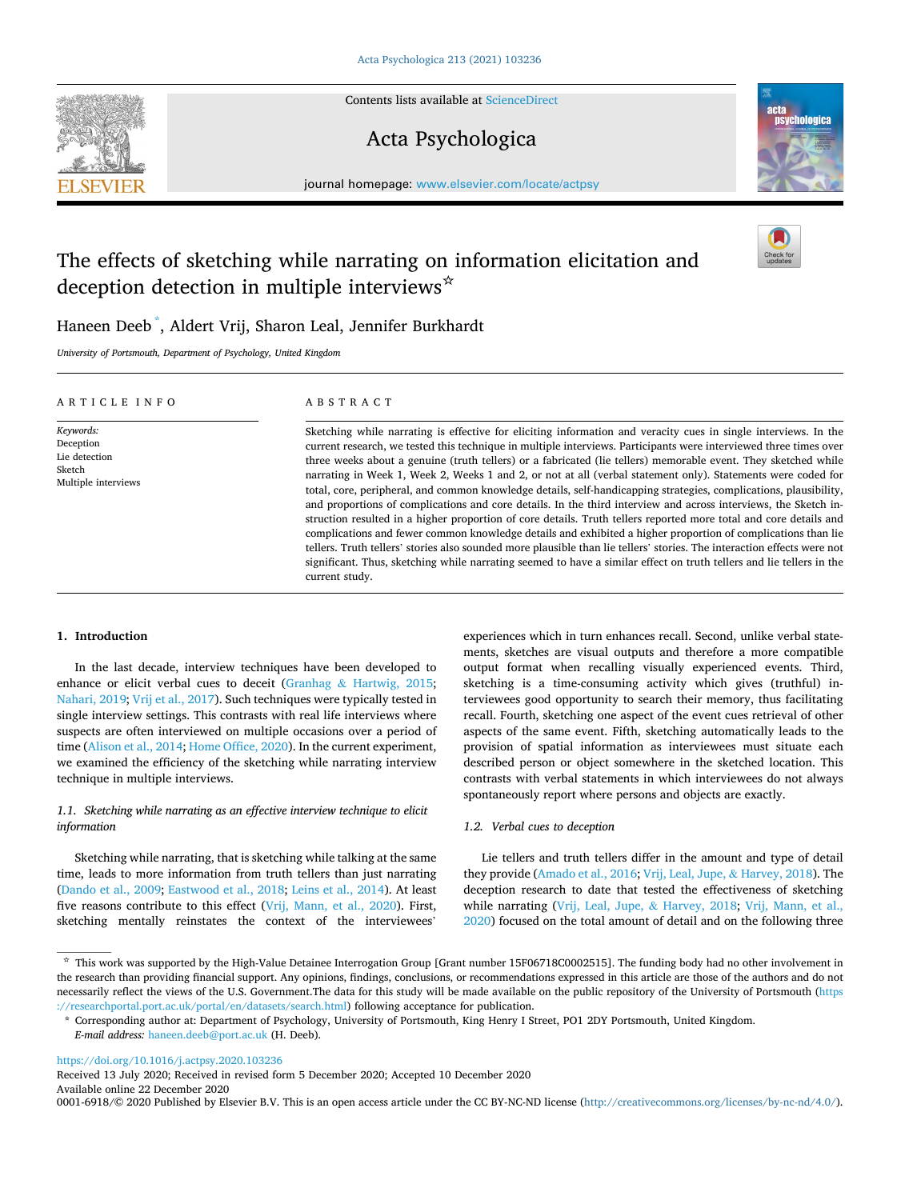# The effects of sketching while narrating on information elicitation and deception detection in multiple interviews☆

Haneen Deeb*, Aldert Vrij, Sharon Leal, Jennifer Burkhardt

*University of Portsmouth, Department of Psychology, United Kingdom*

## ARTICLE INFO

*Keywords:*
Deception
Lie detection
Sketch
Multiple interviews

## ABSTRACT

Sketching while narrating is effective for eliciting information and veracity cues in single interviews. In the current research, we tested this technique in multiple interviews. Participants were interviewed three times over three weeks about a genuine (truth tellers) or a fabricated (lie tellers) memorable event. They sketched while narrating in Week 1, Week 2, Weeks 1 and 2, or not at all (verbal statement only). Statements were coded for total, core, peripheral, and common knowledge details, self-handicapping strategies, complications, plausibility, and proportions of complications and core details. In the third interview and across interviews, the Sketch instruction resulted in a higher proportion of core details. Truth tellers reported more total and core details and complications and fewer common knowledge details and exhibited a higher proportion of complications than lie tellers. Truth tellers' stories also sounded more plausible than lie tellers' stories. The interaction effects were not significant. Thus, sketching while narrating seemed to have a similar effect on truth tellers and lie tellers in the current study.

## 1. Introduction

In the last decade, interview techniques have been developed to enhance or elicit verbal cues to deceit (Granhag & Hartwig, 2015; Nahari, 2019; Vrij et al., 2017). Such techniques were typically tested in single interview settings. This contrasts with real life interviews where suspects are often interviewed on multiple occasions over a period of time (Alison et al., 2014; Home Office, 2020). In the current experiment, we examined the efficiency of the sketching while narrating interview technique in multiple interviews.

### 1.1. Sketching while narrating as an effective interview technique to elicit information

Sketching while narrating, that is sketching while talking at the same time, leads to more information from truth tellers than just narrating (Dando et al., 2009; Eastwood et al., 2018; Leins et al., 2014). At least five reasons contribute to this effect (Vrij, Mann, et al., 2020). First, sketching mentally reinstates the context of the interviewees' experiences which in turn enhances recall. Second, unlike verbal statements, sketches are visual outputs and therefore a more compatible output format when recalling visually experienced events. Third, sketching is a time-consuming activity which gives (truthful) interviewees good opportunity to search their memory, thus facilitating recall. Fourth, sketching one aspect of the event cues retrieval of other aspects of the same event. Fifth, sketching automatically leads to the provision of spatial information as interviewees must situate each described person or object somewhere in the sketched location. This contrasts with verbal statements in which interviewees do not always spontaneously report where persons and objects are exactly.

### 1.2. Verbal cues to deception

Lie tellers and truth tellers differ in the amount and type of detail they provide (Amado et al., 2016; Vrij, Leal, Jupe, & Harvey, 2018). The deception research to date that tested the effectiveness of sketching while narrating (Vrij, Leal, Jupe, & Harvey, 2018; Vrij, Mann, et al., 2020) focused on the total amount of detail and on the following three

---

☆ This work was supported by the High-Value Detainee Interrogation Group [Grant number 15F06718C0002515]. The funding body had no other involvement in the research than providing financial support. Any opinions, findings, conclusions, or recommendations expressed in this article are those of the authors and do not necessarily reflect the views of the U.S. Government.The data for this study will be made available on the public repository of the University of Portsmouth (https://researchportal.port.ac.uk/portal/en/datasets/search.html) following acceptance for publication.

\* Corresponding author at: Department of Psychology, University of Portsmouth, King Henry I Street, PO1 2DY Portsmouth, United Kingdom.
*E-mail address:* haneen.deeb@port.ac.uk (H. Deeb).

https://doi.org/10.1016/j.actpsy.2020.103236
Received 13 July 2020; Received in revised form 5 December 2020; Accepted 10 December 2020
Available online 22 December 2020
0001-6918/© 2020 Published by Elsevier B.V. This is an open access article under the CC BY-NC-ND license (http://creativecommons.org/licenses/by-nc-nd/4.0/).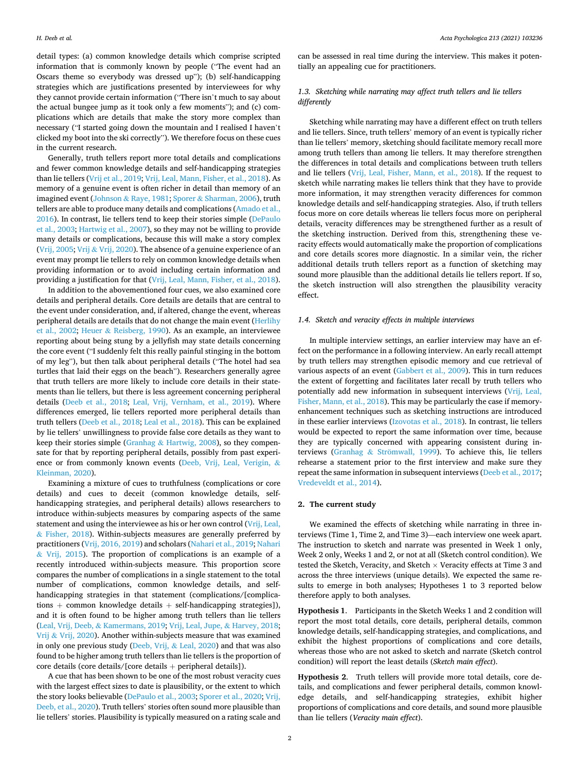detail types: (a) common knowledge details which comprise scripted information that is commonly known by people ("The event had an Oscars theme so everybody was dressed up"); (b) self-handicapping strategies which are justifications presented by interviewees for why they cannot provide certain information ("There isn't much to say about the actual bungee jump as it took only a few moments"); and (c) complications which are details that make the story more complex than necessary ("I started going down the mountain and I realised I haven't clicked my boot into the ski correctly"). We therefore focus on these cues in the current research.

Generally, truth tellers report more total details and complications and fewer common knowledge details and self-handicapping strategies than lie tellers (Vrij et al., 2019; Vrij, Leal, Mann, Fisher, et al., 2018). As memory of a genuine event is often richer in detail than memory of an imagined event (Johnson & Raye, 1981; Sporer & Sharman, 2006), truth tellers are able to produce many details and complications (Amado et al., 2016). In contrast, lie tellers tend to keep their stories simple (DePaulo et al., 2003; Hartwig et al., 2007), so they may not be willing to provide many details or complications, because this will make a story complex (Vrij, 2005; Vrij & Vrij, 2020). The absence of a genuine experience of an event may prompt lie tellers to rely on common knowledge details when providing information or to avoid including certain information and providing a justification for that (Vrij, Leal, Mann, Fisher, et al., 2018).

In addition to the abovementioned four cues, we also examined core details and peripheral details. Core details are details that are central to the event under consideration, and, if altered, change the event, whereas peripheral details are details that do not change the main event (Herlihy et al., 2002; Heuer & Reisberg, 1990). As an example, an interviewee reporting about being stung by a jellyfish may state details concerning the core event ("I suddenly felt this really painful stinging in the bottom of my leg"), but then talk about peripheral details ("The hotel had sea turtles that laid their eggs on the beach"). Researchers generally agree that truth tellers are more likely to include core details in their statements than lie tellers, but there is less agreement concerning peripheral details (Deeb et al., 2018; Leal, Vrij, Vernham, et al., 2019). Where differences emerged, lie tellers reported more peripheral details than truth tellers (Deeb et al., 2018; Leal et al., 2018). This can be explained by lie tellers' unwillingness to provide false core details as they want to keep their stories simple (Granhag & Hartwig, 2008), so they compensate for that by reporting peripheral details, possibly from past experience or from commonly known events (Deeb, Vrij, Leal, Verigin, & Kleinman, 2020).

Examining a mixture of cues to truthfulness (complications or core details) and cues to deceit (common knowledge details, self-handicapping strategies, and peripheral details) allows researchers to introduce within-subjects measures by comparing aspects of the same statement and using the interviewee as his or her own control (Vrij, Leal, & Fisher, 2018). Within-subjects measures are generally preferred by practitioners (Vrij, 2016, 2019) and scholars (Nahari et al., 2019; Nahari & Vrij, 2015). The proportion of complications is an example of a recently introduced within-subjects measure. This proportion score compares the number of complications in a single statement to the total number of complications, common knowledge details, and self-handicapping strategies in that statement (complications/[complications + common knowledge details + self-handicapping strategies]), and it is often found to be higher among truth tellers than lie tellers (Leal, Vrij, Deeb, & Kamermans, 2019; Vrij, Leal, Jupe, & Harvey, 2018; Vrij & Vrij, 2020). Another within-subjects measure that was examined in only one previous study (Deeb, Vrij, & Leal, 2020) and that was also found to be higher among truth tellers than lie tellers is the proportion of core details (core details/[core details + peripheral details]).

A cue that has been shown to be one of the most robust veracity cues with the largest effect sizes to date is plausibility, or the extent to which the story looks believable (DePaulo et al., 2003; Sporer et al., 2020; Vrij, Deeb, et al., 2020). Truth tellers' stories often sound more plausible than lie tellers' stories. Plausibility is typically measured on a rating scale and can be assessed in real time during the interview. This makes it potentially an appealing cue for practitioners.

### 1.3. Sketching while narrating may affect truth tellers and lie tellers differently

Sketching while narrating may have a different effect on truth tellers and lie tellers. Since, truth tellers' memory of an event is typically richer than lie tellers' memory, sketching should facilitate memory recall more among truth tellers than among lie tellers. It may therefore strengthen the differences in total details and complications between truth tellers and lie tellers (Vrij, Leal, Fisher, Mann, et al., 2018). If the request to sketch while narrating makes lie tellers think that they have to provide more information, it may strengthen veracity differences for common knowledge details and self-handicapping strategies. Also, if truth tellers focus more on core details whereas lie tellers focus more on peripheral details, veracity differences may be strengthened further as a result of the sketching instruction. Derived from this, strengthening these veracity effects would automatically make the proportion of complications and core details scores more diagnostic. In a similar vein, the richer additional details truth tellers report as a function of sketching may sound more plausible than the additional details lie tellers report. If so, the sketch instruction will also strengthen the plausibility veracity effect.

### 1.4. Sketch and veracity effects in multiple interviews

In multiple interview settings, an earlier interview may have an effect on the performance in a following interview. An early recall attempt by truth tellers may strengthen episodic memory and cue retrieval of various aspects of an event (Gabbert et al., 2009). This in turn reduces the extent of forgetting and facilitates later recall by truth tellers who potentially add new information in subsequent interviews (Vrij, Leal, Fisher, Mann, et al., 2018). This may be particularly the case if memory-enhancement techniques such as sketching instructions are introduced in these earlier interviews (Izovotas et al., 2018). In contrast, lie tellers would be expected to report the same information over time, because they are typically concerned with appearing consistent during interviews (Granhag & Strömwall, 1999). To achieve this, lie tellers rehearse a statement prior to the first interview and make sure they repeat the same information in subsequent interviews (Deeb et al., 2017; Vredeveldt et al., 2014).

## 2. The current study

We examined the effects of sketching while narrating in three interviews (Time 1, Time 2, and Time 3)—each interview one week apart. The instruction to sketch and narrate was presented in Week 1 only, Week 2 only, Weeks 1 and 2, or not at all (Sketch control condition). We tested the Sketch, Veracity, and Sketch × Veracity effects at Time 3 and across the three interviews (unique details). We expected the same results to emerge in both analyses; Hypotheses 1 to 3 reported below therefore apply to both analyses.

**Hypothesis 1**. Participants in the Sketch Weeks 1 and 2 condition will report the most total details, core details, peripheral details, common knowledge details, self-handicapping strategies, and complications, and exhibit the highest proportions of complications and core details, whereas those who are not asked to sketch and narrate (Sketch control condition) will report the least details (*Sketch main effect*).

**Hypothesis 2**. Truth tellers will provide more total details, core details, and complications and fewer peripheral details, common knowledge details, and self-handicapping strategies, exhibit higher proportions of complications and core details, and sound more plausible than lie tellers (*Veracity main effect*).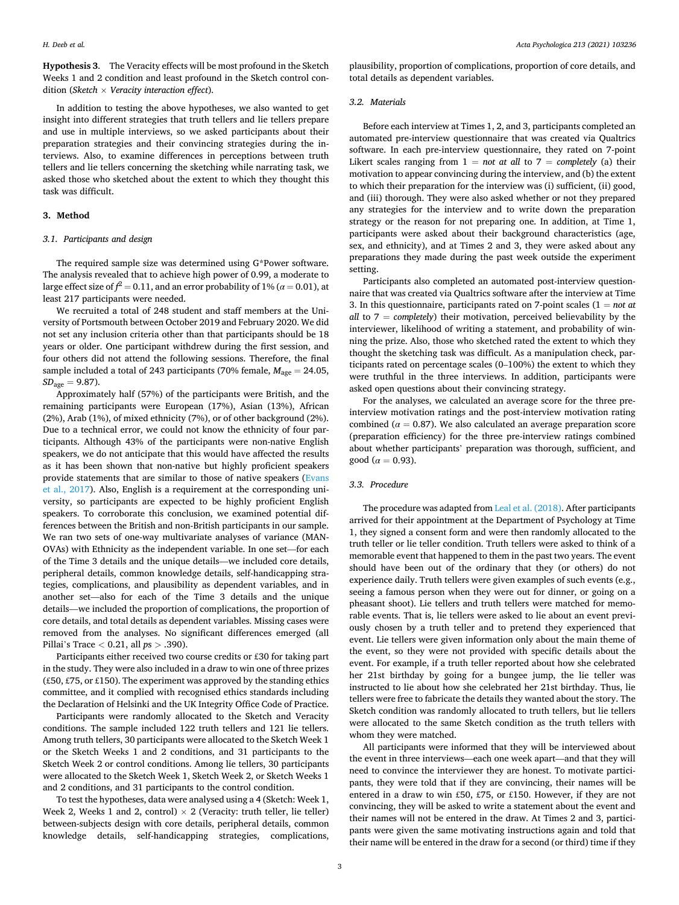**Hypothesis 3**. The Veracity effects will be most profound in the Sketch Weeks 1 and 2 condition and least profound in the Sketch control condition (*Sketch × Veracity interaction effect*).

In addition to testing the above hypotheses, we also wanted to get insight into different strategies that truth tellers and lie tellers prepare and use in multiple interviews, so we asked participants about their preparation strategies and their convincing strategies during the interviews. Also, to examine differences in perceptions between truth tellers and lie tellers concerning the sketching while narrating task, we asked those who sketched about the extent to which they thought this task was difficult.

## 3. Method

### 3.1. Participants and design

The required sample size was determined using G*Power software. The analysis revealed that to achieve high power of 0.99, a moderate to large effect size of $f^2 = 0.11$, and an error probability of 1% ($\alpha = 0.01$), at least 217 participants were needed.

We recruited a total of 248 student and staff members at the University of Portsmouth between October 2019 and February 2020. We did not set any inclusion criteria other than that participants should be 18 years or older. One participant withdrew during the first session, and four others did not attend the following sessions. Therefore, the final sample included a total of 243 participants (70% female, $M_{\text{age}} = 24.05$, $SD_{\text{age}} = 9.87$).

Approximately half (57%) of the participants were British, and the remaining participants were European (17%), Asian (13%), African (2%), Arab (1%), of mixed ethnicity (7%), or of other background (2%). Due to a technical error, we could not know the ethnicity of four participants. Although 43% of the participants were non-native English speakers, we do not anticipate that this would have affected the results as it has been shown that non-native but highly proficient speakers provide statements that are similar to those of native speakers (Evans et al., 2017). Also, English is a requirement at the corresponding university, so participants are expected to be highly proficient English speakers. To corroborate this conclusion, we examined potential differences between the British and non-British participants in our sample. We ran two sets of one-way multivariate analyses of variance (MANOVAs) with Ethnicity as the independent variable. In one set—for each of the Time 3 details and the unique details—we included core details, peripheral details, common knowledge details, self-handicapping strategies, complications, and plausibility as dependent variables, and in another set—also for each of the Time 3 details and the unique details—we included the proportion of complications, the proportion of core details, and total details as dependent variables. Missing cases were removed from the analyses. No significant differences emerged (all Pillai's Trace < 0.21, all *ps* > .390).

Participants either received two course credits or £30 for taking part in the study. They were also included in a draw to win one of three prizes (£50, £75, or £150). The experiment was approved by the standing ethics committee, and it complied with recognised ethics standards including the Declaration of Helsinki and the UK Integrity Office Code of Practice.

Participants were randomly allocated to the Sketch and Veracity conditions. The sample included 122 truth tellers and 121 lie tellers. Among truth tellers, 30 participants were allocated to the Sketch Week 1 or the Sketch Weeks 1 and 2 conditions, and 31 participants to the Sketch Week 2 or control conditions. Among lie tellers, 30 participants were allocated to the Sketch Week 1, Sketch Week 2, or Sketch Weeks 1 and 2 conditions, and 31 participants to the control condition.

To test the hypotheses, data were analysed using a 4 (Sketch: Week 1, Week 2, Weeks 1 and 2, control) × 2 (Veracity: truth teller, lie teller) between-subjects design with core details, peripheral details, common knowledge details, self-handicapping strategies, complications, plausibility, proportion of complications, proportion of core details, and total details as dependent variables.

### 3.2. Materials

Before each interview at Times 1, 2, and 3, participants completed an automated pre-interview questionnaire that was created via Qualtrics software. In each pre-interview questionnaire, they rated on 7-point Likert scales ranging from 1 = *not at all* to 7 = *completely* (a) their motivation to appear convincing during the interview, and (b) the extent to which their preparation for the interview was (i) sufficient, (ii) good, and (iii) thorough. They were also asked whether or not they prepared any strategies for the interview and to write down the preparation strategy or the reason for not preparing one. In addition, at Time 1, participants were asked about their background characteristics (age, sex, and ethnicity), and at Times 2 and 3, they were asked about any preparations they made during the past week outside the experiment setting.

Participants also completed an automated post-interview questionnaire that was created via Qualtrics software after the interview at Time 3. In this questionnaire, participants rated on 7-point scales (1 = *not at all* to 7 = *completely*) their motivation, perceived believability by the interviewer, likelihood of writing a statement, and probability of winning the prize. Also, those who sketched rated the extent to which they thought the sketching task was difficult. As a manipulation check, participants rated on percentage scales (0–100%) the extent to which they were truthful in the three interviews. In addition, participants were asked open questions about their convincing strategy.

For the analyses, we calculated an average score for the three pre-interview motivation ratings and the post-interview motivation rating combined ($\alpha = 0.87$). We also calculated an average preparation score (preparation efficiency) for the three pre-interview ratings combined about whether participants' preparation was thorough, sufficient, and good ($\alpha = 0.93$).

### 3.3. Procedure

The procedure was adapted from Leal et al. (2018). After participants arrived for their appointment at the Department of Psychology at Time 1, they signed a consent form and were then randomly allocated to the truth teller or lie teller condition. Truth tellers were asked to think of a memorable event that happened to them in the past two years. The event should have been out of the ordinary that they (or others) do not experience daily. Truth tellers were given examples of such events (e.g., seeing a famous person when they were out for dinner, or going on a pheasant shoot). Lie tellers and truth tellers were matched for memorable events. That is, lie tellers were asked to lie about an event previously chosen by a truth teller and to pretend they experienced that event. Lie tellers were given information only about the main theme of the event, so they were not provided with specific details about the event. For example, if a truth teller reported about how she celebrated her 21st birthday by going for a bungee jump, the lie teller was instructed to lie about how she celebrated her 21st birthday. Thus, lie tellers were free to fabricate the details they wanted about the story. The Sketch condition was randomly allocated to truth tellers, but lie tellers were allocated to the same Sketch condition as the truth tellers with whom they were matched.

All participants were informed that they will be interviewed about the event in three interviews—each one week apart—and that they will need to convince the interviewer they are honest. To motivate participants, they were told that if they are convincing, their names will be entered in a draw to win £50, £75, or £150. However, if they are not convincing, they will be asked to write a statement about the event and their names will not be entered in the draw. At Times 2 and 3, participants were given the same motivating instructions again and told that their name will be entered in the draw for a second (or third) time if they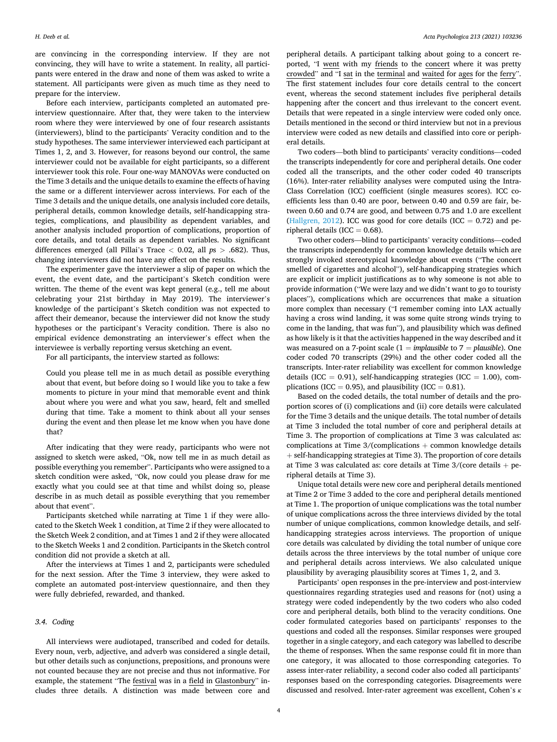are convincing in the corresponding interview. If they are not convincing, they will have to write a statement. In reality, all participants were entered in the draw and none of them was asked to write a statement. All participants were given as much time as they need to prepare for the interview.

Before each interview, participants completed an automated pre-interview questionnaire. After that, they were taken to the interview room where they were interviewed by one of four research assistants (interviewers), blind to the participants' Veracity condition and to the study hypotheses. The same interviewer interviewed each participant at Times 1, 2, and 3. However, for reasons beyond our control, the same interviewer could not be available for eight participants, so a different interviewer took this role. Four one-way MANOVAs were conducted on the Time 3 details and the unique details to examine the effects of having the same or a different interviewer across interviews. For each of the Time 3 details and the unique details, one analysis included core details, peripheral details, common knowledge details, self-handicapping strategies, complications, and plausibility as dependent variables, and another analysis included proportion of complications, proportion of core details, and total details as dependent variables. No significant differences emerged (all Pillai's Trace $< 0.02$, all $ps > .682$). Thus, changing interviewers did not have any effect on the results.

The experimenter gave the interviewer a slip of paper on which the event, the event date, and the participant's Sketch condition were written. The theme of the event was kept general (e.g., tell me about celebrating your 21st birthday in May 2019). The interviewer's knowledge of the participant's Sketch condition was not expected to affect their demeanor, because the interviewer did not know the study hypotheses or the participant's Veracity condition. There is also no empirical evidence demonstrating an interviewer's effect when the interviewee is verbally reporting versus sketching an event.

For all participants, the interview started as follows:

> Could you please tell me in as much detail as possible everything about that event, but before doing so I would like you to take a few moments to picture in your mind that memorable event and think about where you were and what you saw, heard, felt and smelled during that time. Take a moment to think about all your senses during the event and then please let me know when you have done that?

After indicating that they were ready, participants who were not assigned to sketch were asked, "Ok, now tell me in as much detail as possible everything you remember". Participants who were assigned to a sketch condition were asked, "Ok, now could you please draw for me exactly what you could see at that time and whilst doing so, please describe in as much detail as possible everything that you remember about that event".

Participants sketched while narrating at Time 1 if they were allocated to the Sketch Week 1 condition, at Time 2 if they were allocated to the Sketch Week 2 condition, and at Times 1 and 2 if they were allocated to the Sketch Weeks 1 and 2 condition. Participants in the Sketch control condition did not provide a sketch at all.

After the interviews at Times 1 and 2, participants were scheduled for the next session. After the Time 3 interview, they were asked to complete an automated post-interview questionnaire, and then they were fully debriefed, rewarded, and thanked.

### 3.4. Coding

All interviews were audiotaped, transcribed and coded for details. Every noun, verb, adjective, and adverb was considered a single detail, but other details such as conjunctions, prepositions, and pronouns were not counted because they are not precise and thus not informative. For example, the statement "The <u>festival</u> was in a <u>field</u> in <u>Glastonbury</u>" includes three details. A distinction was made between core and peripheral details. A participant talking about going to a concert reported, "I <u>went</u> with my <u>friends</u> to the <u>concert</u> where it was pretty <u>crowded</u>" and "I <u>sat</u> in the <u>terminal</u> and <u>waited</u> for <u>ages</u> for the <u>ferry</u>". The first statement includes four core details central to the concert event, whereas the second statement includes five peripheral details happening after the concert and thus irrelevant to the concert event. Details that were repeated in a single interview were coded only once. Details mentioned in the second or third interview but not in a previous interview were coded as new details and classified into core or peripheral details.

Two coders—both blind to participants' veracity conditions—coded the transcripts independently for core and peripheral details. One coder coded all the transcripts, and the other coder coded 40 transcripts (16%). Inter-rater reliability analyses were computed using the Intra-Class Correlation (ICC) coefficient (single measures scores). ICC coefficients less than 0.40 are poor, between 0.40 and 0.59 are fair, between 0.60 and 0.74 are good, and between 0.75 and 1.0 are excellent (Hallgren, 2012). ICC was good for core details (ICC = 0.72) and peripheral details (ICC = 0.68).

Two other coders—blind to participants' veracity conditions—coded the transcripts independently for common knowledge details which are strongly invoked stereotypical knowledge about events ("The concert smelled of cigarettes and alcohol"), self-handicapping strategies which are explicit or implicit justifications as to why someone is not able to provide information ("We were lazy and we didn't want to go to touristy places"), complications which are occurrences that make a situation more complex than necessary ("I remember coming into LAX actually having a cross wind landing, it was some quite strong winds trying to come in the landing, that was fun"), and plausibility which was defined as how likely is it that the activities happened in the way described and it was measured on a 7-point scale (1 = *implausible* to 7 = *plausible*). One coder coded 70 transcripts (29%) and the other coder coded all the transcripts. Inter-rater reliability was excellent for common knowledge details (ICC = 0.91), self-handicapping strategies (ICC = 1.00), complications (ICC = 0.95), and plausibility (ICC = 0.81).

Based on the coded details, the total number of details and the proportion scores of (i) complications and (ii) core details were calculated for the Time 3 details and the unique details. The total number of details at Time 3 included the total number of core and peripheral details at Time 3. The proportion of complications at Time 3 was calculated as: complications at Time 3/(complications + common knowledge details + self-handicapping strategies at Time 3). The proportion of core details at Time 3 was calculated as: core details at Time 3/(core details + peripheral details at Time 3).

Unique total details were new core and peripheral details mentioned at Time 2 or Time 3 added to the core and peripheral details mentioned at Time 1. The proportion of unique complications was the total number of unique complications across the three interviews divided by the total number of unique complications, common knowledge details, and self-handicapping strategies across interviews. The proportion of unique core details was calculated by dividing the total number of unique core details across the three interviews by the total number of unique core and peripheral details across interviews. We also calculated unique plausibility by averaging plausibility scores at Times 1, 2, and 3.

Participants' open responses in the pre-interview and post-interview questionnaires regarding strategies used and reasons for (not) using a strategy were coded independently by the two coders who also coded core and peripheral details, both blind to the veracity conditions. One coder formulated categories based on participants' responses to the questions and coded all the responses. Similar responses were grouped together in a single category, and each category was labelled to describe the theme of responses. When the same response could fit in more than one category, it was allocated to those corresponding categories. To assess inter-rater reliability, a second coder also coded all participants' responses based on the corresponding categories. Disagreements were discussed and resolved. Inter-rater agreement was excellent, Cohen's $\kappa$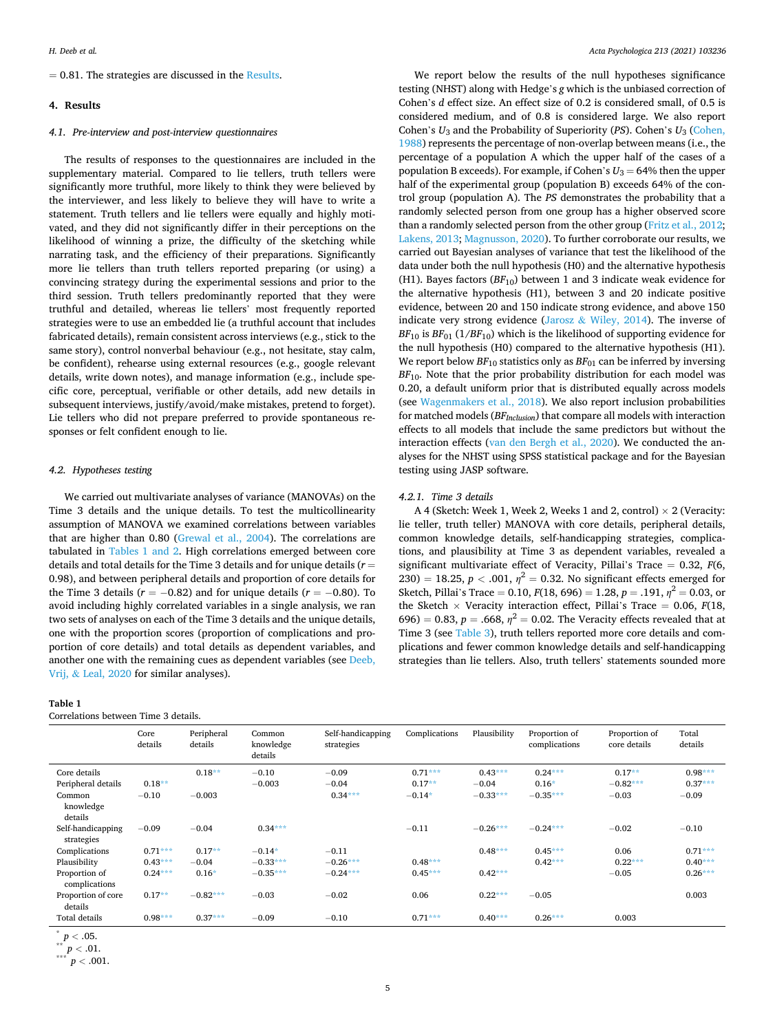= 0.81. The strategies are discussed in the Results.

## 4. Results

### 4.1. Pre-interview and post-interview questionnaires

The results of responses to the questionnaires are included in the supplementary material. Compared to lie tellers, truth tellers were significantly more truthful, more likely to think they were believed by the interviewer, and less likely to believe they will have to write a statement. Truth tellers and lie tellers were equally and highly motivated, and they did not significantly differ in their perceptions on the likelihood of winning a prize, the difficulty of the sketching while narrating task, and the efficiency of their preparations. Significantly more lie tellers than truth tellers reported preparing (or using) a convincing strategy during the experimental sessions and prior to the third session. Truth tellers predominantly reported that they were truthful and detailed, whereas lie tellers' most frequently reported strategies were to use an embedded lie (a truthful account that includes fabricated details), remain consistent across interviews (e.g., stick to the same story), control nonverbal behaviour (e.g., not hesitate, stay calm, be confident), rehearse using external resources (e.g., google relevant details, write down notes), and manage information (e.g., include specific core, perceptual, verifiable or other details, add new details in subsequent interviews, justify/avoid/make mistakes, pretend to forget). Lie tellers who did not prepare preferred to provide spontaneous responses or felt confident enough to lie.

### 4.2. Hypotheses testing

We carried out multivariate analyses of variance (MANOVAs) on the Time 3 details and the unique details. To test the multicollinearity assumption of MANOVA we examined correlations between variables that are higher than 0.80 (Grewal et al., 2004). The correlations are tabulated in Tables 1 and 2. High correlations emerged between core details and total details for the Time 3 details and for unique details ($r$ = 0.98), and between peripheral details and proportion of core details for the Time 3 details ($r$ = −0.82) and for unique details ($r$ = −0.80). To avoid including highly correlated variables in a single analysis, we ran two sets of analyses on each of the Time 3 details and the unique details, one with the proportion scores (proportion of complications and proportion of core details) and total details as dependent variables, and another one with the remaining cues as dependent variables (see Deeb, Vrij, & Leal, 2020 for similar analyses).

We report below the results of the null hypotheses significance testing (NHST) along with Hedge's $g$ which is the unbiased correction of Cohen's $d$ effect size. An effect size of 0.2 is considered small, of 0.5 is considered medium, and of 0.8 is considered large. We also report Cohen's $U_3$ and the Probability of Superiority ($PS$). Cohen's $U_3$ (Cohen, 1988) represents the percentage of non-overlap between means (i.e., the percentage of a population A which the upper half of the cases of a population B exceeds). For example, if Cohen's $U_3$ = 64% then the upper half of the experimental group (population B) exceeds 64% of the control group (population A). The $PS$ demonstrates the probability that a randomly selected person from one group has a higher observed score than a randomly selected person from the other group (Fritz et al., 2012; Lakens, 2013; Magnusson, 2020). To further corroborate our results, we carried out Bayesian analyses of variance that test the likelihood of the data under both the null hypothesis (H0) and the alternative hypothesis (H1). Bayes factors ($BF_{10}$) between 1 and 3 indicate weak evidence for the alternative hypothesis (H1), between 3 and 20 indicate positive evidence, between 20 and 150 indicate strong evidence, and above 150 indicate very strong evidence (Jarosz & Wiley, 2014). The inverse of $BF_{10}$ is $BF_{01}$ ($1/BF_{10}$) which is the likelihood of supporting evidence for the null hypothesis (H0) compared to the alternative hypothesis (H1). We report below $BF_{10}$ statistics only as $BF_{01}$ can be inferred by inversing $BF_{10}$. Note that the prior probability distribution for each model was 0.20, a default uniform prior that is distributed equally across models (see Wagenmakers et al., 2018). We also report inclusion probabilities for matched models ($BF_{Inclusion}$) that compare all models with interaction effects to all models that include the same predictors but without the interaction effects (van den Bergh et al., 2020). We conducted the analyses for the NHST using SPSS statistical package and for the Bayesian testing using JASP software.

#### 4.2.1. Time 3 details

A 4 (Sketch: Week 1, Week 2, Weeks 1 and 2, control) × 2 (Veracity: lie teller, truth teller) MANOVA with core details, peripheral details, common knowledge details, self-handicapping strategies, complications, and plausibility at Time 3 as dependent variables, revealed a significant multivariate effect of Veracity, Pillai's Trace = 0.32, $F(6, 230) = 18.25$, $p < .001$, $\eta^2 = 0.32$. No significant effects emerged for Sketch, Pillai's Trace = 0.10, $F(18, 696) = 1.28$, $p = .191$, $\eta^2 = 0.03$, or the Sketch × Veracity interaction effect, Pillai's Trace = 0.06, $F(18, 696) = 0.83$, $p = .668$, $\eta^2 = 0.02$. The Veracity effects revealed that at Time 3 (see Table 3), truth tellers reported more core details and complications and fewer common knowledge details and self-handicapping strategies than lie tellers. Also, truth tellers' statements sounded more

**Table 1**
Correlations between Time 3 details.

| | Core details | Peripheral details | Common knowledge details | Self-handicapping strategies | Complications | Plausibility | Proportion of complications | Proportion of core details | Total details |
|---|---|---|---|---|---|---|---|---|---|
| Core details | | 0.18** | −0.10 | −0.09 | 0.71*** | 0.43*** | 0.24*** | 0.17** | 0.98*** |
| Peripheral details | 0.18** | | −0.003 | −0.04 | 0.17** | −0.04 | 0.16* | −0.82*** | 0.37*** |
| Common knowledge details | −0.10 | −0.003 | | 0.34*** | −0.14* | −0.33*** | −0.35*** | −0.03 | −0.09 |
| Self-handicapping strategies | −0.09 | −0.04 | 0.34*** | | −0.11 | −0.26*** | −0.24*** | −0.02 | −0.10 |
| Complications | 0.71*** | 0.17** | −0.14* | −0.11 | | 0.48*** | 0.45*** | 0.06 | 0.71*** |
| Plausibility | 0.43*** | −0.04 | −0.33*** | −0.26*** | 0.48*** | | 0.42*** | 0.22*** | 0.40*** |
| Proportion of complications | 0.24*** | 0.16* | −0.35*** | −0.24*** | 0.45*** | 0.42*** | | −0.05 | 0.26*** |
| Proportion of core details | 0.17** | −0.82*** | −0.03 | −0.02 | 0.06 | 0.22*** | −0.05 | | 0.003 |
| Total details | 0.98*** | 0.37*** | −0.09 | −0.10 | 0.71*** | 0.40*** | 0.26*** | 0.003 | |

\* $p < .05$.
\*\* $p < .01$.
\*\*\* $p < .001$.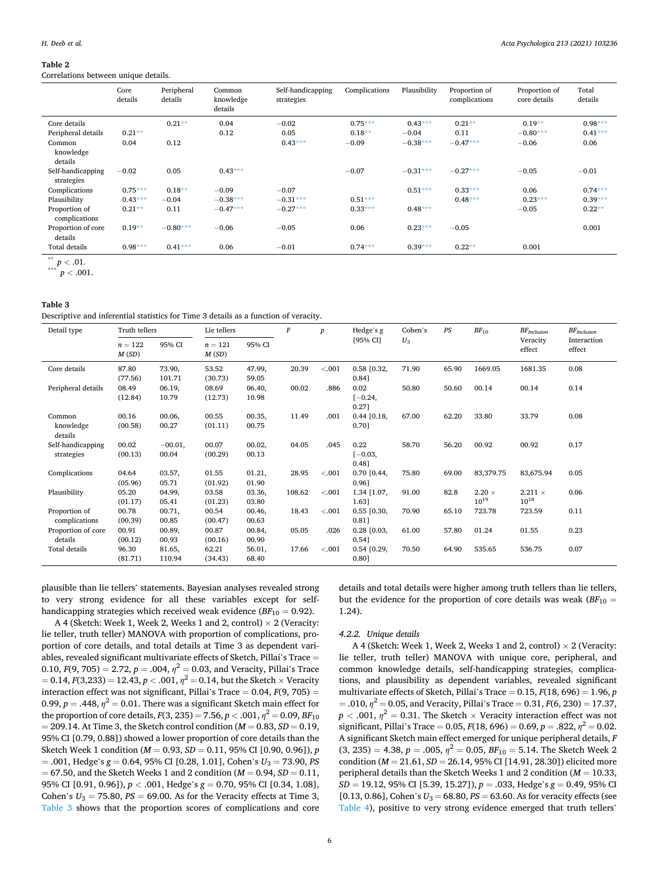**Table 2**
Correlations between unique details.

| | Core details | Peripheral details | Common knowledge details | Self-handicapping strategies | Complications | Plausibility | Proportion of complications | Proportion of core details | Total details |
|---|---|---|---|---|---|---|---|---|---|
| Core details | | 0.21** | 0.04 | −0.02 | 0.75*** | 0.43*** | 0.21** | 0.19** | 0.98*** |
| Peripheral details | 0.21** | | 0.12 | 0.05 | 0.18** | −0.04 | 0.11 | −0.80*** | 0.41*** |
| Common knowledge details | 0.04 | 0.12 | | 0.43*** | −0.09 | −0.38*** | −0.47*** | −0.06 | 0.06 |
| Self-handicapping strategies | −0.02 | 0.05 | 0.43*** | | −0.07 | −0.31*** | −0.27*** | −0.05 | −0.01 |
| Complications | 0.75*** | 0.18** | −0.09 | −0.07 | | 0.51*** | 0.33*** | 0.06 | 0.74*** |
| Plausibility | 0.43*** | −0.04 | −0.38*** | −0.31*** | 0.51*** | | 0.48*** | 0.23*** | 0.39*** |
| Proportion of complications | 0.21** | 0.11 | −0.47*** | −0.27*** | 0.33*** | 0.48*** | | −0.05 | 0.22** |
| Proportion of core details | 0.19** | −0.80*** | −0.06 | −0.05 | 0.06 | 0.23*** | −0.05 | | 0.001 |
| Total details | 0.98*** | 0.41*** | 0.06 | −0.01 | 0.74*** | 0.39*** | 0.22** | 0.001 | |

** $p < .01$.
*** $p < .001$.

**Table 3**
Descriptive and inferential statistics for Time 3 details as a function of veracity.

| Detail type | Truth tellers | | Lie tellers | | $F$ | $p$ | Hedge's $g$ [95% CI] | Cohen's $U_3$ | $PS$ | $BF_{10}$ | $BF_{Inclusion}$ Veracity effect | $BF_{Inclusion}$ Interaction effect |
|---|---|---|---|---|---|---|---|---|---|---|---|---|
| | $n = 122$ $M$ ($SD$) | 95% CI | $n = 121$ $M$ ($SD$) | 95% CI | | | | | | | | |
| Core details | 87.80 (77.56) | 73.90, 101.71 | 53.52 (30.73) | 47.99, 59.05 | 20.39 | <.001 | 0.58 [0.32, 0.84] | 71.90 | 65.90 | 1669.05 | 1681.35 | 0.08 |
| Peripheral details | 08.49 (12.84) | 06.19, 10.79 | 08.69 (12.73) | 06.40, 10.98 | 00.02 | .886 | 0.02 [−0.24, 0.27] | 50.80 | 50.60 | 00.14 | 00.14 | 0.14 |
| Common knowledge details | 00.16 (00.58) | 00.06, 00.27 | 00.55 (01.11) | 00.35, 00.75 | 11.49 | .001 | 0.44 [0.18, 0.70] | 67.00 | 62.20 | 33.80 | 33.79 | 0.08 |
| Self-handicapping strategies | 00.02 (00.13) | −0.01, 00.04 | 00.07 (00.29) | 00.02, 00.13 | 04.05 | .045 | 0.22 [−0.03, 0.48] | 58.70 | 56.20 | 00.92 | 00.92 | 0.17 |
| Complications | 04.64 (05.96) | 03.57, 05.71 | 01.55 (01.92) | 01.21, 01.90 | 28.95 | <.001 | 0.70 [0.44, 0.96] | 75.80 | 69.00 | 83,379.75 | 83,675.94 | 0.05 |
| Plausibility | 05.20 (01.17) | 04.99, 05.41 | 03.58 (01.23) | 03.36, 03.80 | 108.62 | <.001 | 1.34 [1.07, 1.63] | 91.00 | 82.8 | $2.20 \times 10^{19}$ | $2.211 \times 10^{18}$ | 0.06 |
| Proportion of complications | 00.78 (00.39) | 00.71, 00.85 | 00.54 (00.47) | 00.46, 00.63 | 18.43 | <.001 | 0.55 [0.30, 0.81] | 70.90 | 65.10 | 723.78 | 723.59 | 0.11 |
| Proportion of core details | 00.91 (00.12) | 00.89, 00.93 | 00.87 (00.16) | 00.84, 00.90 | 05.05 | .026 | 0.28 [0.03, 0.54] | 61.00 | 57.80 | 01.24 | 01.55 | 0.23 |
| Total details | 96.30 (81.71) | 81.65, 110.94 | 62.21 (34.43) | 56.01, 68.40 | 17.66 | <.001 | 0.54 [0.29, 0.80] | 70.50 | 64.90 | 535.65 | 536.75 | 0.07 |

plausible than lie tellers' statements. Bayesian analyses revealed strong to very strong evidence for all these variables except for self-handicapping strategies which received weak evidence ($BF_{10} = 0.92$).

A 4 (Sketch: Week 1, Week 2, Weeks 1 and 2, control) × 2 (Veracity: lie teller, truth teller) MANOVA with proportion of complications, proportion of core details, and total details at Time 3 as dependent variables, revealed significant multivariate effects of Sketch, Pillai's Trace = 0.10, $F(9, 705) = 2.72$, $p = .004$, $\eta^2 = 0.03$, and Veracity, Pillai's Trace = 0.14, $F(3,233) = 12.43$, $p < .001$, $\eta^2 = 0.14$, but the Sketch × Veracity interaction effect was not significant, Pillai's Trace = 0.04, $F(9, 705) = 0.99$, $p = .448$, $\eta^2 = 0.01$. There was a significant Sketch main effect for the proportion of core details, $F(3, 235) = 7.56$, $p < .001$, $\eta^2 = 0.09$, $BF_{10} = 209.14$. At Time 3, the Sketch control condition ($M = 0.83$, $SD = 0.19$, 95% CI [0.79, 0.88]) showed a lower proportion of core details than the Sketch Week 1 condition ($M = 0.93$, $SD = 0.11$, 95% CI [0.90, 0.96]), $p = .001$, Hedge's $g = 0.64$, 95% CI [0.28, 1.01], Cohen's $U_3 = 73.90$, $PS = 67.50$, and the Sketch Weeks 1 and 2 condition ($M = 0.94$, $SD = 0.11$, 95% CI [0.91, 0.96]), $p < .001$, Hedge's $g = 0.70$, 95% CI [0.34, 1.08], Cohen's $U_3 = 75.80$, $PS = 69.00$. As for the Veracity effects at Time 3, Table 3 shows that the proportion scores of complications and core details and total details were higher among truth tellers than lie tellers, but the evidence for the proportion of core details was weak ($BF_{10} = 1.24$).

#### 4.2.2. Unique details

A 4 (Sketch: Week 1, Week 2, Weeks 1 and 2, control) × 2 (Veracity: lie teller, truth teller) MANOVA with unique core, peripheral, and common knowledge details, self-handicapping strategies, complications, and plausibility as dependent variables, revealed significant multivariate effects of Sketch, Pillai's Trace = 0.15, $F(18, 696) = 1.96$, $p = .010$, $\eta^2 = 0.05$, and Veracity, Pillai's Trace = 0.31, $F(6, 230) = 17.37$, $p < .001$, $\eta^2 = 0.31$. The Sketch × Veracity interaction effect was not significant, Pillai's Trace = 0.05, $F(18, 696) = 0.69$, $p = .822$, $\eta^2 = 0.02$. A significant Sketch main effect emerged for unique peripheral details, $F(3, 235) = 4.38$, $p = .005$, $\eta^2 = 0.05$, $BF_{10} = 5.14$. The Sketch Week 2 condition ($M = 21.61$, $SD = 26.14$, 95% CI [14.91, 28.30]) elicited more peripheral details than the Sketch Weeks 1 and 2 condition ($M = 10.33$, $SD = 19.12$, 95% CI [5.39, 15.27]), $p = .033$, Hedge's $g = 0.49$, 95% CI [0.13, 0.86], Cohen's $U_3 = 68.80$, $PS = 63.60$. As for veracity effects (see Table 4), positive to very strong evidence emerged that truth tellers'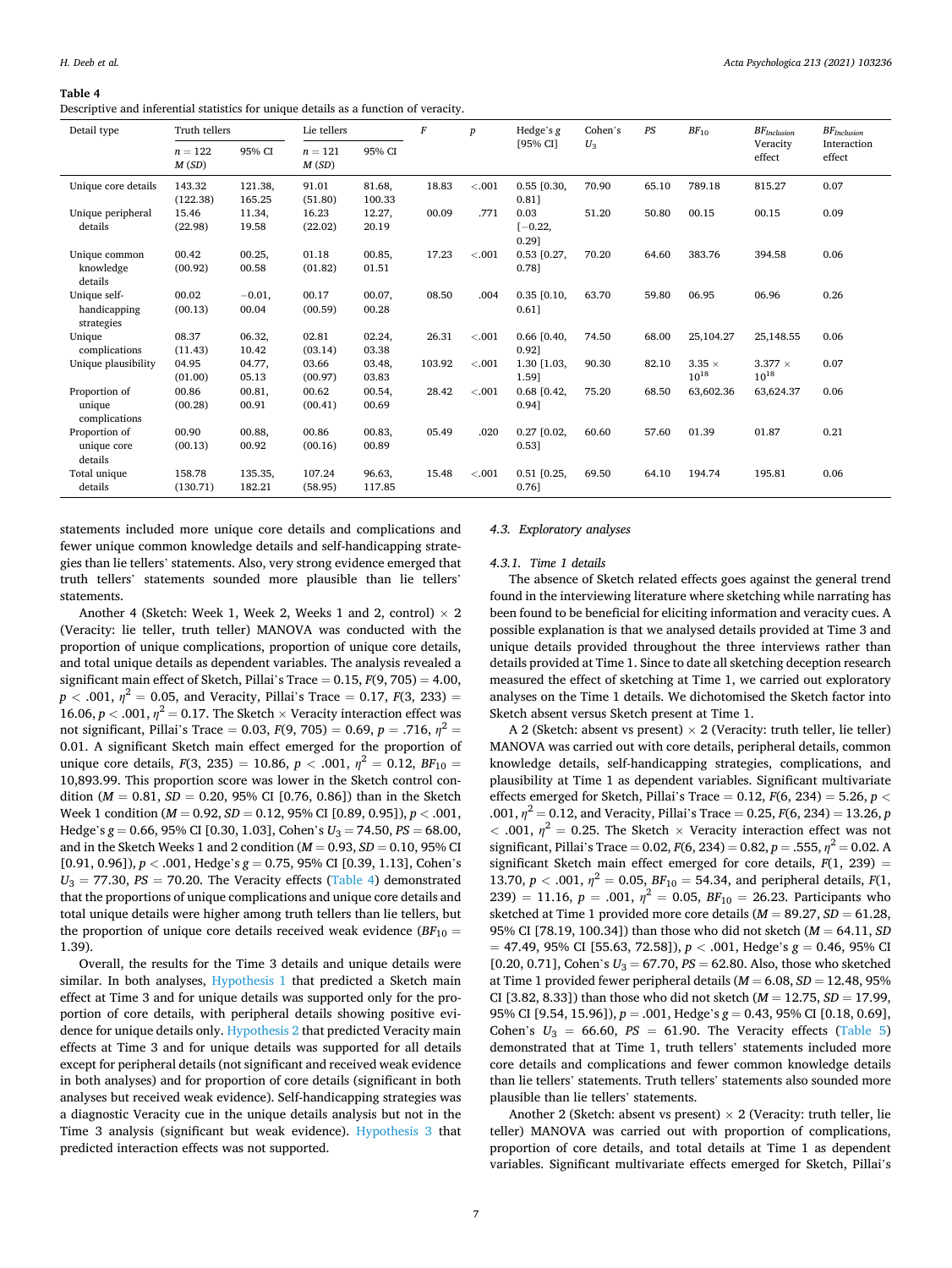**Table 4**
Descriptive and inferential statistics for unique details as a function of veracity.

| Detail type | Truth tellers | | Lie tellers | | $F$ | $p$ | Hedge's $g$ [95% CI] | Cohen's $U_3$ | $PS$ | $BF_{10}$ | $BF_{Inclusion}$ Veracity effect | $BF_{Inclusion}$ Interaction effect |
|---|---|---|---|---|---|---|---|---|---|---|---|---|
| | $n = 122$ $M$ ($SD$) | 95% CI | $n = 121$ $M$ ($SD$) | 95% CI | | | | | | | | |
| Unique core details | 143.32 (122.38) | 121.38, 165.25 | 91.01 (51.80) | 81.68, 100.33 | 18.83 | <.001 | 0.55 [0.30, 0.81] | 70.90 | 65.10 | 789.18 | 815.27 | 0.07 |
| Unique peripheral details | 15.46 (22.98) | 11.34, 19.58 | 16.23 (22.02) | 12.27, 20.19 | 00.09 | .771 | 0.03 [−0.22, 0.29] | 51.20 | 50.80 | 00.15 | 00.15 | 0.09 |
| Unique common knowledge details | 00.42 (00.92) | 00.25, 00.58 | 01.18 (01.82) | 00.85, 01.51 | 17.23 | <.001 | 0.53 [0.27, 0.78] | 70.20 | 64.60 | 383.76 | 394.58 | 0.06 |
| Unique self-handicapping strategies | 00.02 (00.13) | −0.01, 00.04 | 00.17 (00.59) | 00.07, 00.28 | 08.50 | .004 | 0.35 [0.10, 0.61] | 63.70 | 59.80 | 06.95 | 06.96 | 0.26 |
| Unique complications | 08.37 (11.43) | 06.32, 10.42 | 02.81 (03.14) | 02.24, 03.38 | 26.31 | <.001 | 0.66 [0.40, 0.92] | 74.50 | 68.00 | 25,104.27 | 25,148.55 | 0.06 |
| Unique plausibility | 04.95 (01.00) | 04.77, 05.13 | 03.66 (00.97) | 03.48, 03.83 | 103.92 | <.001 | 1.30 [1.03, 1.59] | 90.30 | 82.10 | $3.35 \times 10^{18}$ | $3.377 \times 10^{18}$ | 0.07 |
| Proportion of unique complications | 00.86 (00.28) | 00.81, 00.91 | 00.62 (00.41) | 00.54, 00.69 | 28.42 | <.001 | 0.68 [0.42, 0.94] | 75.20 | 68.50 | 63,602.36 | 63,624.37 | 0.06 |
| Proportion of unique core details | 00.90 (00.13) | 00.88, 00.92 | 00.86 (00.16) | 00.83, 00.89 | 05.49 | .020 | 0.27 [0.02, 0.53] | 60.60 | 57.60 | 01.39 | 01.87 | 0.21 |
| Total unique details | 158.78 (130.71) | 135.35, 182.21 | 107.24 (58.95) | 96.63, 117.85 | 15.48 | <.001 | 0.51 [0.25, 0.76] | 69.50 | 64.10 | 194.74 | 195.81 | 0.06 |

statements included more unique core details and complications and fewer unique common knowledge details and self-handicapping strategies than lie tellers' statements. Also, very strong evidence emerged that truth tellers' statements sounded more plausible than lie tellers' statements.

Another 4 (Sketch: Week 1, Week 2, Weeks 1 and 2, control) × 2 (Veracity: lie teller, truth teller) MANOVA was conducted with the proportion of unique complications, proportion of unique core details, and total unique details as dependent variables. The analysis revealed a significant main effect of Sketch, Pillai's Trace = 0.15, $F(9, 705) = 4.00$, $p < .001$, $\eta^2 = 0.05$, and Veracity, Pillai's Trace = 0.17, $F(3, 233) = 16.06$, $p < .001$, $\eta^2 = 0.17$. The Sketch × Veracity interaction effect was not significant, Pillai's Trace = 0.03, $F(9, 705) = 0.69$, $p = .716$, $\eta^2 = 0.01$. A significant Sketch main effect emerged for the proportion of unique core details, $F(3, 235) = 10.86$, $p < .001$, $\eta^2 = 0.12$, $BF_{10} = 10{,}893.99$. This proportion score was lower in the Sketch control condition ($M = 0.81$, $SD = 0.20$, 95% CI [0.76, 0.86]) than in the Sketch Week 1 condition ($M = 0.92$, $SD = 0.12$, 95% CI [0.89, 0.95]), $p < .001$, Hedge's $g = 0.66$, 95% CI [0.30, 1.03], Cohen's $U_3 = 74.50$, $PS = 68.00$, and in the Sketch Weeks 1 and 2 condition ($M = 0.93$, $SD = 0.10$, 95% CI [0.91, 0.96]), $p < .001$, Hedge's $g = 0.75$, 95% CI [0.39, 1.13], Cohen's $U_3 = 77.30$, $PS = 70.20$. The Veracity effects (Table 4) demonstrated that the proportions of unique complications and unique core details and total unique details were higher among truth tellers than lie tellers, but the proportion of unique core details received weak evidence ($BF_{10} = 1.39$).

Overall, the results for the Time 3 details and unique details were similar. In both analyses, Hypothesis 1 that predicted a Sketch main effect at Time 3 and for unique details was supported only for the proportion of core details, with peripheral details showing positive evidence for unique details only. Hypothesis 2 that predicted Veracity main effects at Time 3 and for unique details was supported for all details except for peripheral details (not significant and received weak evidence in both analyses) and for proportion of core details (significant in both analyses but received weak evidence). Self-handicapping strategies was a diagnostic Veracity cue in the unique details analysis but not in the Time 3 analysis (significant but weak evidence). Hypothesis 3 that predicted interaction effects was not supported.

### 4.3. Exploratory analyses

#### 4.3.1. Time 1 details

The absence of Sketch related effects goes against the general trend found in the interviewing literature where sketching while narrating has been found to be beneficial for eliciting information and veracity cues. A possible explanation is that we analysed details provided at Time 3 and unique details provided throughout the three interviews rather than details provided at Time 1. Since to date all sketching deception research measured the effect of sketching at Time 1, we carried out exploratory analyses on the Time 1 details. We dichotomised the Sketch factor into Sketch absent versus Sketch present at Time 1.

A 2 (Sketch: absent vs present) × 2 (Veracity: truth teller, lie teller) MANOVA was carried out with core details, peripheral details, common knowledge details, self-handicapping strategies, complications, and plausibility at Time 1 as dependent variables. Significant multivariate effects emerged for Sketch, Pillai's Trace = 0.12, $F(6, 234) = 5.26$, $p < .001$, $\eta^2 = 0.12$, and Veracity, Pillai's Trace = 0.25, $F(6, 234) = 13.26$, $p < .001$, $\eta^2 = 0.25$. The Sketch × Veracity interaction effect was not significant, Pillai's Trace = 0.02, $F(6, 234) = 0.82$, $p = .555$, $\eta^2 = 0.02$. A significant Sketch main effect emerged for core details, $F(1, 239) = 13.70$, $p < .001$, $\eta^2 = 0.05$, $BF_{10} = 54.34$, and peripheral details, $F(1, 239) = 11.16$, $p = .001$, $\eta^2 = 0.05$, $BF_{10} = 26.23$. Participants who sketched at Time 1 provided more core details ($M = 89.27$, $SD = 61.28$, 95% CI [78.19, 100.34]) than those who did not sketch ($M = 64.11$, $SD = 47.49$, 95% CI [55.63, 72.58]), $p < .001$, Hedge's $g = 0.46$, 95% CI [0.20, 0.71], Cohen's $U_3 = 67.70$, $PS = 62.80$. Also, those who sketched at Time 1 provided fewer peripheral details ($M = 6.08$, $SD = 12.48$, 95% CI [3.82, 8.33]) than those who did not sketch ($M = 12.75$, $SD = 17.99$, 95% CI [9.54, 15.96]), $p = .001$, Hedge's $g = 0.43$, 95% CI [0.18, 0.69], Cohen's $U_3 = 66.60$, $PS = 61.90$. The Veracity effects (Table 5) demonstrated that at Time 1, truth tellers' statements included more core details and complications and fewer common knowledge details than lie tellers' statements. Truth tellers' statements also sounded more plausible than lie tellers' statements.

Another 2 (Sketch: absent vs present) × 2 (Veracity: truth teller, lie teller) MANOVA was carried out with proportion of complications, proportion of core details, and total details at Time 1 as dependent variables. Significant multivariate effects emerged for Sketch, Pillai's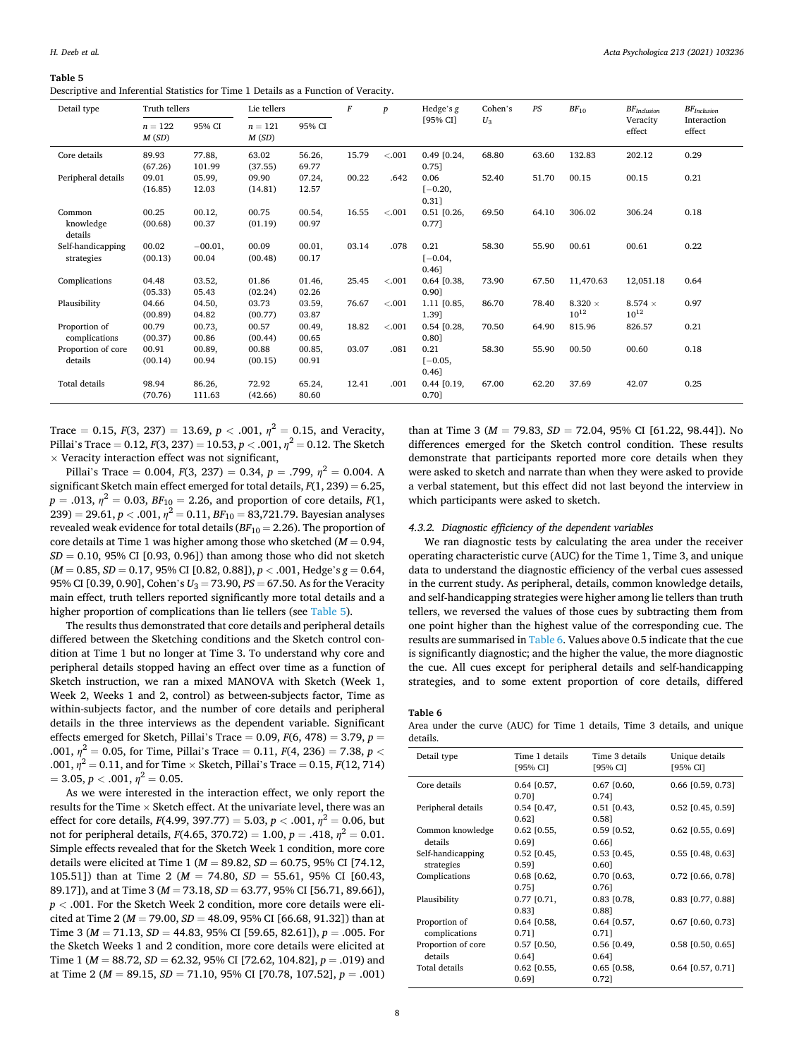**Table 5**
Descriptive and Inferential Statistics for Time 1 Details as a Function of Veracity.

| Detail type | Truth tellers | | Lie tellers | | F | p | Hedge's g [95% CI] | Cohen's $U_3$ | PS | $BF_{10}$ | $BF_{Inclusion}$ Veracity effect | $BF_{Inclusion}$ Interaction effect |
|---|---|---|---|---|---|---|---|---|---|---|---|---|
| | n = 122 M (SD) | 95% CI | n = 121 M (SD) | 95% CI | | | | | | | | |
| Core details | 89.93 (67.26) | 77.88, 101.99 | 63.02 (37.55) | 56.26, 69.77 | 15.79 | <.001 | 0.49 [0.24, 0.75] | 68.80 | 63.60 | 132.83 | 202.12 | 0.29 |
| Peripheral details | 09.01 (16.85) | 05.99, 12.03 | 09.90 (14.81) | 07.24, 12.57 | 00.22 | .642 | 0.06 [−0.20, 0.31] | 52.40 | 51.70 | 00.15 | 00.15 | 0.21 |
| Common knowledge details | 00.25 (00.68) | 00.12, 00.37 | 00.75 (01.19) | 00.54, 00.97 | 16.55 | <.001 | 0.51 [0.26, 0.77] | 69.50 | 64.10 | 306.02 | 306.24 | 0.18 |
| Self-handicapping strategies | 00.02 (00.13) | −00.01, 00.04 | 00.09 (00.48) | 00.01, 00.17 | 03.14 | .078 | 0.21 [−0.04, 0.46] | 58.30 | 55.90 | 00.61 | 00.61 | 0.22 |
| Complications | 04.48 (05.33) | 03.52, 05.43 | 01.86 (02.24) | 01.46, 02.26 | 25.45 | <.001 | 0.64 [0.38, 0.90] | 73.90 | 67.50 | 11,470.63 | 12,051.18 | 0.64 |
| Plausibility | 04.66 (00.89) | 04.50, 04.82 | 03.73 (00.77) | 03.59, 03.87 | 76.67 | <.001 | 1.11 [0.85, 1.39] | 86.70 | 78.40 | $8.320 \times 10^{12}$ | $8.574 \times 10^{12}$ | 0.97 |
| Proportion of complications | 00.79 (00.37) | 00.73, 00.86 | 00.57 (00.44) | 00.49, 00.65 | 18.82 | <.001 | 0.54 [0.28, 0.80] | 70.50 | 64.90 | 815.96 | 826.57 | 0.21 |
| Proportion of core details | 00.91 (00.14) | 00.89, 00.94 | 00.88 (00.15) | 00.85, 00.91 | 03.07 | .081 | 0.21 [−0.05, 0.46] | 58.30 | 55.90 | 00.50 | 00.60 | 0.18 |
| Total details | 98.94 (70.76) | 86.26, 111.63 | 72.92 (42.66) | 65.24, 80.60 | 12.41 | .001 | 0.44 [0.19, 0.70] | 67.00 | 62.20 | 37.69 | 42.07 | 0.25 |

Trace = 0.15, $F(3, 237) = 13.69$, $p < .001$, $\eta^2 = 0.15$, and Veracity, Pillai's Trace = 0.12, $F(3, 237) = 10.53$, $p < .001$, $\eta^2 = 0.12$. The Sketch × Veracity interaction effect was not significant,

Pillai's Trace = 0.004, $F(3, 237) = 0.34$, $p = .799$, $\eta^2 = 0.004$. A significant Sketch main effect emerged for total details, $F(1, 239) = 6.25$, $p = .013$, $\eta^2 = 0.03$, $BF_{10} = 2.26$, and proportion of core details, $F(1, 239) = 29.61$, $p < .001$, $\eta^2 = 0.11$, $BF_{10} = 83{,}721.79$. Bayesian analyses revealed weak evidence for total details ($BF_{10} = 2.26$). The proportion of core details at Time 1 was higher among those who sketched ($M = 0.94$, $SD = 0.10$, 95% CI [0.93, 0.96]) than among those who did not sketch ($M = 0.85$, $SD = 0.17$, 95% CI [0.82, 0.88]), $p < .001$, Hedge's $g = 0.64$, 95% CI [0.39, 0.90], Cohen's $U_3 = 73.90$, $PS = 67.50$. As for the Veracity main effect, truth tellers reported significantly more total details and a higher proportion of complications than lie tellers (see Table 5).

The results thus demonstrated that core details and peripheral details differed between the Sketching conditions and the Sketch control condition at Time 1 but no longer at Time 3. To understand why core and peripheral details stopped having an effect over time as a function of Sketch instruction, we ran a mixed MANOVA with Sketch (Week 1, Week 2, Weeks 1 and 2, control) as between-subjects factor, Time as within-subjects factor, and the number of core details and peripheral details in the three interviews as the dependent variable. Significant effects emerged for Sketch, Pillai's Trace = 0.09, $F(6, 478) = 3.79$, $p = .001$, $\eta^2 = 0.05$, for Time, Pillai's Trace = 0.11, $F(4, 236) = 7.38$, $p < .001$, $\eta^2 = 0.11$, and for Time × Sketch, Pillai's Trace = 0.15, $F(12, 714) = 3.05$, $p < .001$, $\eta^2 = 0.05$.

As we were interested in the interaction effect, we only report the results for the Time × Sketch effect. At the univariate level, there was an effect for core details, $F(4.99, 397.77) = 5.03$, $p < .001$, $\eta^2 = 0.06$, but not for peripheral details, $F(4.65, 370.72) = 1.00$, $p = .418$, $\eta^2 = 0.01$. Simple effects revealed that for the Sketch Week 1 condition, more core details were elicited at Time 1 ($M = 89.82$, $SD = 60.75$, 95% CI [74.12, 105.51]) than at Time 2 ($M = 74.80$, $SD = 55.61$, 95% CI [60.43, 89.17]), and at Time 3 ($M = 73.18$, $SD = 63.77$, 95% CI [56.71, 89.66]), $p < .001$. For the Sketch Week 2 condition, more core details were elicited at Time 2 ($M = 79.00$, $SD = 48.09$, 95% CI [66.68, 91.32]) than at Time 3 ($M = 71.13$, $SD = 44.83$, 95% CI [59.65, 82.61]), $p = .005$. For the Sketch Weeks 1 and 2 condition, more core details were elicited at Time 1 ($M = 88.72$, $SD = 62.32$, 95% CI [72.62, 104.82], $p = .019$) and at Time 2 ($M = 89.15$, $SD = 71.10$, 95% CI [70.78, 107.52], $p = .001$) than at Time 3 ($M = 79.83$, $SD = 72.04$, 95% CI [61.22, 98.44]). No differences emerged for the Sketch control condition. These results demonstrate that participants reported more core details when they were asked to sketch and narrate than when they were asked to provide a verbal statement, but this effect did not last beyond the interview in which participants were asked to sketch.

#### 4.3.2. Diagnostic efficiency of the dependent variables

We ran diagnostic tests by calculating the area under the receiver operating characteristic curve (AUC) for the Time 1, Time 3, and unique data to understand the diagnostic efficiency of the verbal cues assessed in the current study. As peripheral, details, common knowledge details, and self-handicapping strategies were higher among lie tellers than truth tellers, we reversed the values of those cues by subtracting them from one point higher than the highest value of the corresponding cue. The results are summarised in Table 6. Values above 0.5 indicate that the cue is significantly diagnostic; and the higher the value, the more diagnostic the cue. All cues except for peripheral details and self-handicapping strategies, and to some extent proportion of core details, differed

**Table 6**
Area under the curve (AUC) for Time 1 details, Time 3 details, and unique details.

| Detail type | Time 1 details [95% CI] | Time 3 details [95% CI] | Unique details [95% CI] |
|---|---|---|---|
| Core details | 0.64 [0.57, 0.70] | 0.67 [0.60, 0.74] | 0.66 [0.59, 0.73] |
| Peripheral details | 0.54 [0.47, 0.62] | 0.51 [0.43, 0.58] | 0.52 [0.45, 0.59] |
| Common knowledge details | 0.62 [0.55, 0.69] | 0.59 [0.52, 0.66] | 0.62 [0.55, 0.69] |
| Self-handicapping strategies | 0.52 [0.45, 0.59] | 0.53 [0.45, 0.60] | 0.55 [0.48, 0.63] |
| Complications | 0.68 [0.62, 0.75] | 0.70 [0.63, 0.76] | 0.72 [0.66, 0.78] |
| Plausibility | 0.77 [0.71, 0.83] | 0.83 [0.78, 0.88] | 0.83 [0.77, 0.88] |
| Proportion of complications | 0.64 [0.58, 0.71] | 0.64 [0.57, 0.71] | 0.67 [0.60, 0.73] |
| Proportion of core details | 0.57 [0.50, 0.64] | 0.56 [0.49, 0.64] | 0.58 [0.50, 0.65] |
| Total details | 0.62 [0.55, 0.69] | 0.65 [0.58, 0.72] | 0.64 [0.57, 0.71] |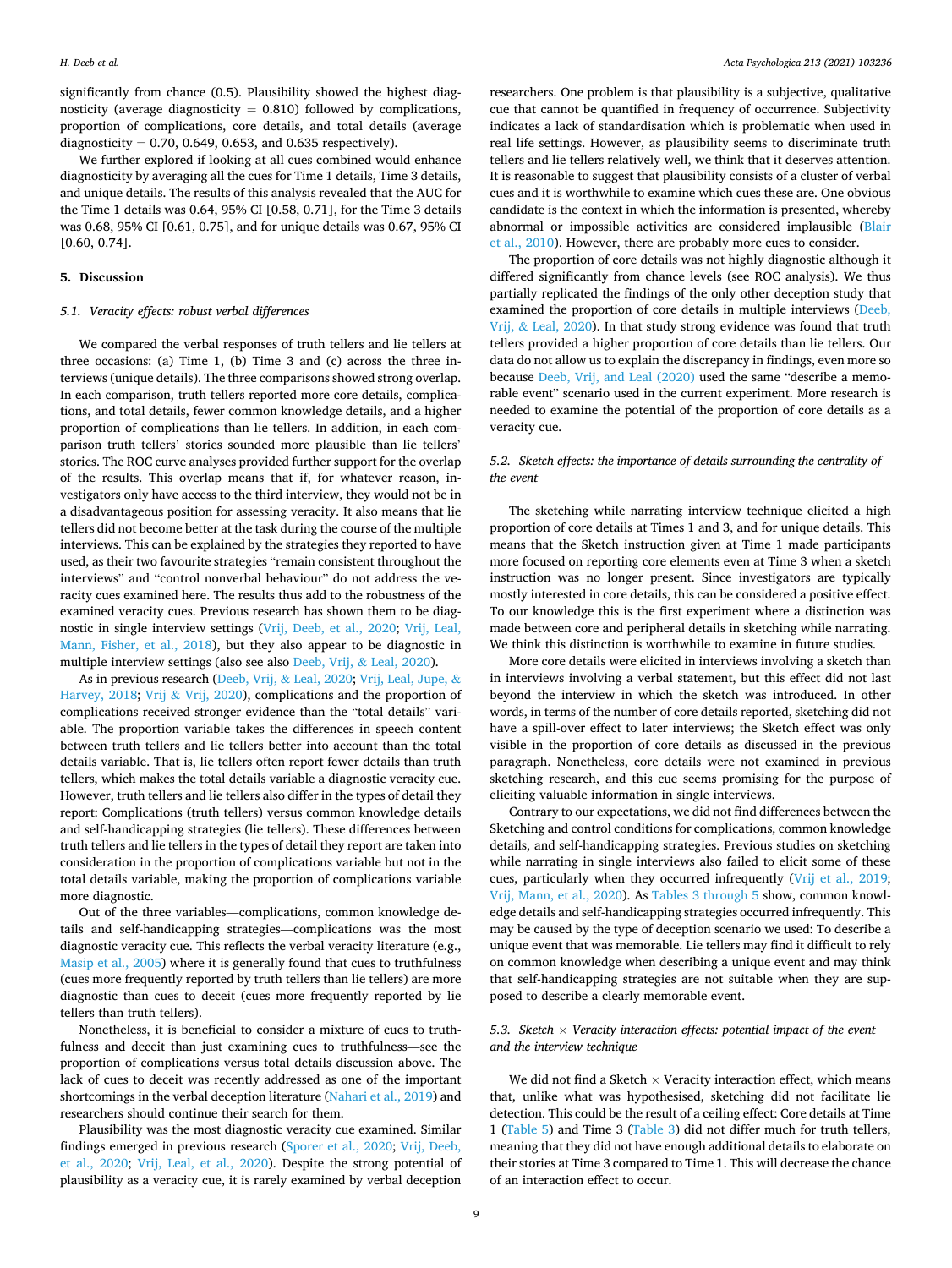significantly from chance (0.5). Plausibility showed the highest diagnosticity (average diagnosticity = 0.810) followed by complications, proportion of complications, core details, and total details (average diagnosticity = 0.70, 0.649, 0.653, and 0.635 respectively).

We further explored if looking at all cues combined would enhance diagnosticity by averaging all the cues for Time 1 details, Time 3 details, and unique details. The results of this analysis revealed that the AUC for the Time 1 details was 0.64, 95% CI [0.58, 0.71], for the Time 3 details was 0.68, 95% CI [0.61, 0.75], and for unique details was 0.67, 95% CI [0.60, 0.74].

## 5. Discussion

### 5.1. Veracity effects: robust verbal differences

We compared the verbal responses of truth tellers and lie tellers at three occasions: (a) Time 1, (b) Time 3 and (c) across the three interviews (unique details). The three comparisons showed strong overlap. In each comparison, truth tellers reported more core details, complications, and total details, fewer common knowledge details, and a higher proportion of complications than lie tellers. In addition, in each comparison truth tellers' stories sounded more plausible than lie tellers' stories. The ROC curve analyses provided further support for the overlap of the results. This overlap means that if, for whatever reason, investigators only have access to the third interview, they would not be in a disadvantageous position for assessing veracity. It also means that lie tellers did not become better at the task during the course of the multiple interviews. This can be explained by the strategies they reported to have used, as their two favourite strategies "remain consistent throughout the interviews" and "control nonverbal behaviour" do not address the veracity cues examined here. The results thus add to the robustness of the examined veracity cues. Previous research has shown them to be diagnostic in single interview settings (Vrij, Deeb, et al., 2020; Vrij, Leal, Mann, Fisher, et al., 2018), but they also appear to be diagnostic in multiple interview settings (also see also Deeb, Vrij, & Leal, 2020).

As in previous research (Deeb, Vrij, & Leal, 2020; Vrij, Leal, Jupe, & Harvey, 2018; Vrij & Vrij, 2020), complications and the proportion of complications received stronger evidence than the "total details" variable. The proportion variable takes the differences in speech content between truth tellers and lie tellers better into account than the total details variable. That is, lie tellers often report fewer details than truth tellers, which makes the total details variable a diagnostic veracity cue. However, truth tellers and lie tellers also differ in the types of detail they report: Complications (truth tellers) versus common knowledge details and self-handicapping strategies (lie tellers). These differences between truth tellers and lie tellers in the types of detail they report are taken into consideration in the proportion of complications variable but not in the total details variable, making the proportion of complications variable more diagnostic.

Out of the three variables—complications, common knowledge details and self-handicapping strategies—complications was the most diagnostic veracity cue. This reflects the verbal veracity literature (e.g., Masip et al., 2005) where it is generally found that cues to truthfulness (cues more frequently reported by truth tellers than lie tellers) are more diagnostic than cues to deceit (cues more frequently reported by lie tellers than truth tellers).

Nonetheless, it is beneficial to consider a mixture of cues to truthfulness and deceit than just examining cues to truthfulness—see the proportion of complications versus total details discussion above. The lack of cues to deceit was recently addressed as one of the important shortcomings in the verbal deception literature (Nahari et al., 2019) and researchers should continue their search for them.

Plausibility was the most diagnostic veracity cue examined. Similar findings emerged in previous research (Sporer et al., 2020; Vrij, Deeb, et al., 2020; Vrij, Leal, et al., 2020). Despite the strong potential of plausibility as a veracity cue, it is rarely examined by verbal deception researchers. One problem is that plausibility is a subjective, qualitative cue that cannot be quantified in frequency of occurrence. Subjectivity indicates a lack of standardisation which is problematic when used in real life settings. However, as plausibility seems to discriminate truth tellers and lie tellers relatively well, we think that it deserves attention. It is reasonable to suggest that plausibility consists of a cluster of verbal cues and it is worthwhile to examine which cues these are. One obvious candidate is the context in which the information is presented, whereby abnormal or impossible activities are considered implausible (Blair et al., 2010). However, there are probably more cues to consider.

The proportion of core details was not highly diagnostic although it differed significantly from chance levels (see ROC analysis). We thus partially replicated the findings of the only other deception study that examined the proportion of core details in multiple interviews (Deeb, Vrij, & Leal, 2020). In that study strong evidence was found that truth tellers provided a higher proportion of core details than lie tellers. Our data do not allow us to explain the discrepancy in findings, even more so because Deeb, Vrij, and Leal (2020) used the same "describe a memorable event" scenario used in the current experiment. More research is needed to examine the potential of the proportion of core details as a veracity cue.

### 5.2. Sketch effects: the importance of details surrounding the centrality of the event

The sketching while narrating interview technique elicited a high proportion of core details at Times 1 and 3, and for unique details. This means that the Sketch instruction given at Time 1 made participants more focused on reporting core elements even at Time 3 when a sketch instruction was no longer present. Since investigators are typically mostly interested in core details, this can be considered a positive effect. To our knowledge this is the first experiment where a distinction was made between core and peripheral details in sketching while narrating. We think this distinction is worthwhile to examine in future studies.

More core details were elicited in interviews involving a sketch than in interviews involving a verbal statement, but this effect did not last beyond the interview in which the sketch was introduced. In other words, in terms of the number of core details reported, sketching did not have a spill-over effect to later interviews; the Sketch effect was only visible in the proportion of core details as discussed in the previous paragraph. Nonetheless, core details were not examined in previous sketching research, and this cue seems promising for the purpose of eliciting valuable information in single interviews.

Contrary to our expectations, we did not find differences between the Sketching and control conditions for complications, common knowledge details, and self-handicapping strategies. Previous studies on sketching while narrating in single interviews also failed to elicit some of these cues, particularly when they occurred infrequently (Vrij et al., 2019; Vrij, Mann, et al., 2020). As Tables 3 through 5 show, common knowledge details and self-handicapping strategies occurred infrequently. This may be caused by the type of deception scenario we used: To describe a unique event that was memorable. Lie tellers may find it difficult to rely on common knowledge when describing a unique event and may think that self-handicapping strategies are not suitable when they are supposed to describe a clearly memorable event.

### 5.3. Sketch × Veracity interaction effects: potential impact of the event and the interview technique

We did not find a Sketch × Veracity interaction effect, which means that, unlike what was hypothesised, sketching did not facilitate lie detection. This could be the result of a ceiling effect: Core details at Time 1 (Table 5) and Time 3 (Table 3) did not differ much for truth tellers, meaning that they did not have enough additional details to elaborate on their stories at Time 3 compared to Time 1. This will decrease the chance of an interaction effect to occur.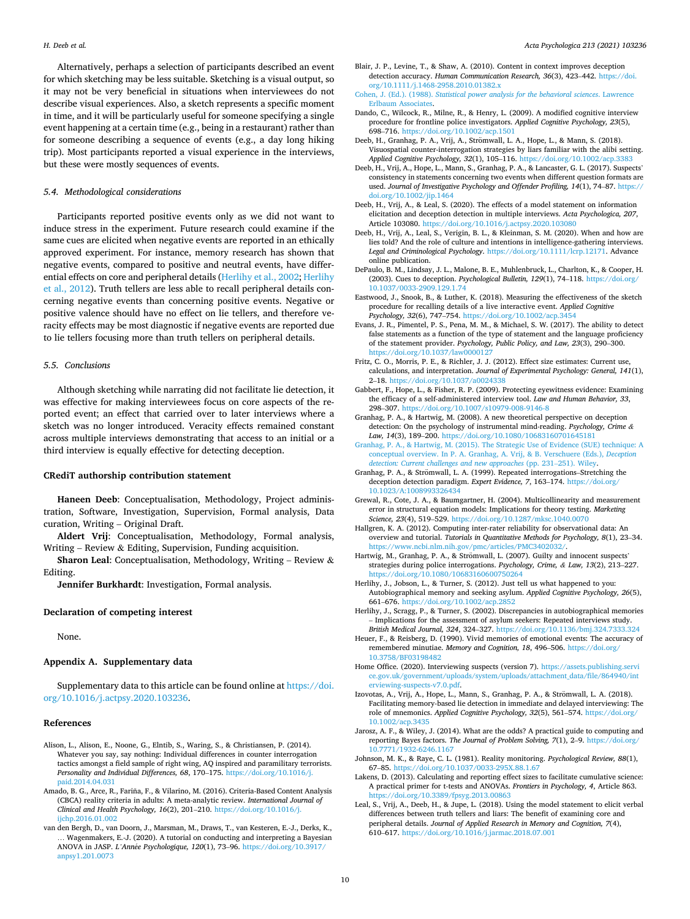Alternatively, perhaps a selection of participants described an event for which sketching may be less suitable. Sketching is a visual output, so it may not be very beneficial in situations when interviewees do not describe visual experiences. Also, a sketch represents a specific moment in time, and it will be particularly useful for someone specifying a single event happening at a certain time (e.g., being in a restaurant) rather than for someone describing a sequence of events (e.g., a day long hiking trip). Most participants reported a visual experience in the interviews, but these were mostly sequences of events.

### 5.4. Methodological considerations

Participants reported positive events only as we did not want to induce stress in the experiment. Future research could examine if the same cues are elicited when negative events are reported in an ethically approved experiment. For instance, memory research has shown that negative events, compared to positive and neutral events, have differential effects on core and peripheral details (Herlihy et al., 2002; Herlihy et al., 2012). Truth tellers are less able to recall peripheral details concerning negative events than concerning positive events. Negative or positive valence should have no effect on lie tellers, and therefore veracity effects may be most diagnostic if negative events are reported due to lie tellers focusing more than truth tellers on peripheral details.

### 5.5. Conclusions

Although sketching while narrating did not facilitate lie detection, it was effective for making interviewees focus on core aspects of the reported event; an effect that carried over to later interviews where a sketch was no longer introduced. Veracity effects remained constant across multiple interviews demonstrating that access to an initial or a third interview is equally effective for detecting deception.

## CRediT authorship contribution statement

**Haneen Deeb**: Conceptualisation, Methodology, Project administration, Software, Investigation, Supervision, Formal analysis, Data curation, Writing – Original Draft.

**Aldert Vrij**: Conceptualisation, Methodology, Formal analysis, Writing – Review & Editing, Supervision, Funding acquisition.

**Sharon Leal**: Conceptualisation, Methodology, Writing – Review & Editing.

**Jennifer Burkhardt**: Investigation, Formal analysis.

## Declaration of competing interest

None.

## Appendix A. Supplementary data

Supplementary data to this article can be found online at https://doi.org/10.1016/j.actpsy.2020.103236.

## References

Alison, L., Alison, E., Noone, G., Elntib, S., Waring, S., & Christiansen, P. (2014). Whatever you say, say nothing: Individual differences in counter interrogation tactics amongst a field sample of right wing, AQ inspired and paramilitary terrorists. *Personality and Individual Differences, 68*, 170–175. https://doi.org/10.1016/j.paid.2014.04.031

Amado, B. G., Arce, R., Fariña, F., & Vilarino, M. (2016). Criteria-Based Content Analysis (CBCA) reality criteria in adults: A meta-analytic review. *International Journal of Clinical and Health Psychology, 16*(2), 201–210. https://doi.org/10.1016/j.ijchp.2016.01.002

van den Bergh, D., van Doorn, J., Marsman, M., Draws, T., van Kesteren, E.-J., Derks, K., … Wagenmakers, E.-J. (2020). A tutorial on conducting and interpreting a Bayesian ANOVA in JASP. *L'Année Psychologique, 120*(1), 73–96. https://doi.org/10.3917/anpsy1.201.0073

Blair, J. P., Levine, T., & Shaw, A. (2010). Content in context improves deception detection accuracy. *Human Communication Research, 36*(3), 423–442. https://doi.org/10.1111/j.1468-2958.2010.01382.x

Cohen, J. (Ed.). (1988). *Statistical power analysis for the behavioral sciences*. Lawrence Erlbaum Associates.

Dando, C., Wilcock, R., Milne, R., & Henry, L. (2009). A modified cognitive interview procedure for frontline police investigators. *Applied Cognitive Psychology, 23*(5), 698–716. https://doi.org/10.1002/acp.1501

Deeb, H., Granhag, P. A., Vrij, A., Strömwall, L. A., Hope, L., & Mann, S. (2018). Visuospatial counter-interrogation strategies by liars familiar with the alibi setting. *Applied Cognitive Psychology, 32*(1), 105–116. https://doi.org/10.1002/acp.3383

Deeb, H., Vrij, A., Hope, L., Mann, S., Granhag, P. A., & Lancaster, G. L. (2017). Suspects' consistency in statements concerning two events when different question formats are used. *Journal of Investigative Psychology and Offender Profiling, 14*(1), 74–87. https://doi.org/10.1002/jip.1464

Deeb, H., Vrij, A., & Leal, S. (2020). The effects of a model statement on information elicitation and deception detection in multiple interviews. *Acta Psychologica, 207*, Article 103080. https://doi.org/10.1016/j.actpsy.2020.103080

Deeb, H., Vrij, A., Leal, S., Verigin, B. L., & Kleinman, S. M. (2020). When and how are lies told? And the role of culture and intentions in intelligence-gathering interviews. *Legal and Criminological Psychology*. https://doi.org/10.1111/lcrp.12171. Advance online publication.

DePaulo, B. M., Lindsay, J. L., Malone, B. E., Muhlenbruck, L., Charlton, K., & Cooper, H. (2003). Cues to deception. *Psychological Bulletin, 129*(1), 74–118. https://doi.org/10.1037/0033-2909.129.1.74

Eastwood, J., Snook, B., & Luther, K. (2018). Measuring the effectiveness of the sketch procedure for recalling details of a live interactive event. *Applied Cognitive Psychology, 32*(6), 747–754. https://doi.org/10.1002/acp.3454

Evans, J. R., Pimentel, P. S., Pena, M. M., & Michael, S. W. (2017). The ability to detect false statements as a function of the type of statement and the language proficiency of the statement provider. *Psychology, Public Policy, and Law, 23*(3), 290–300. https://doi.org/10.1037/law0000127

Fritz, C. O., Morris, P. E., & Richler, J. J. (2012). Effect size estimates: Current use, calculations, and interpretation. *Journal of Experimental Psychology: General, 141*(1), 2–18. https://doi.org/10.1037/a0024338

Gabbert, F., Hope, L., & Fisher, R. P. (2009). Protecting eyewitness evidence: Examining the efficacy of a self-administered interview tool. *Law and Human Behavior, 33*, 298–307. https://doi.org/10.1007/s10979-008-9146-8

Granhag, P. A., & Hartwig, M. (2008). A new theoretical perspective on deception detection: On the psychology of instrumental mind-reading. *Psychology, Crime & Law, 14*(3), 189–200. https://doi.org/10.1080/10683160701645181

Granhag, P. A., & Hartwig, M. (2015). The Strategic Use of Evidence (SUE) technique: A conceptual overview. In P. A. Granhag, A. Vrij, & B. Verschuere (Eds.), *Deception detection: Current challenges and new approaches* (pp. 231–251). Wiley.

Granhag, P. A., & Strömwall, L. A. (1999). Repeated interrogations–Stretching the deception detection paradigm. *Expert Evidence, 7*, 163–174. https://doi.org/10.1023/A:1008993326434

Grewal, R., Cote, J. A., & Baumgartner, H. (2004). Multicollinearity and measurement error in structural equation models: Implications for theory testing. *Marketing Science, 23*(4), 519–529. https://doi.org/10.1287/mksc.1040.0070

Hallgren, K. A. (2012). Computing inter-rater reliability for observational data: An overview and tutorial. *Tutorials in Quantitative Methods for Psychology, 8*(1), 23–34. https://www.ncbi.nlm.nih.gov/pmc/articles/PMC3402032/.

Hartwig, M., Granhag, P. A., & Strömwall, L. (2007). Guilty and innocent suspects' strategies during police interrogations. *Psychology, Crime, & Law, 13*(2), 213–227. https://doi.org/10.1080/10683160600750264

Herlihy, J., Jobson, L., & Turner, S. (2012). Just tell us what happened to you: Autobiographical memory and seeking asylum. *Applied Cognitive Psychology, 26*(5), 661–676. https://doi.org/10.1002/acp.2852

Herlihy, J., Scragg, P., & Turner, S. (2002). Discrepancies in autobiographical memories – Implications for the assessment of asylum seekers: Repeated interviews study. *British Medical Journal, 324*, 324–327. https://doi.org/10.1136/bmj.324.7333.324

Heuer, F., & Reisberg, D. (1990). Vivid memories of emotional events: The accuracy of remembered minutiae. *Memory and Cognition, 18*, 496–506. https://doi.org/10.3758/BF03198482

Home Office. (2020). Interviewing suspects (version 7). https://assets.publishing.service.gov.uk/government/uploads/system/uploads/attachment_data/file/864940/interviewing-suspects-v7.0.pdf.

Izovotas, A., Vrij, A., Hope, L., Mann, S., Granhag, P. A., & Strömwall, L. A. (2018). Facilitating memory-based lie detection in immediate and delayed interviewing: The role of mnemonics. *Applied Cognitive Psychology, 32*(5), 561–574. https://doi.org/10.1002/acp.3435

Jarosz, A. F., & Wiley, J. (2014). What are the odds? A practical guide to computing and reporting Bayes factors. *The Journal of Problem Solving, 7*(1), 2–9. https://doi.org/10.7771/1932-6246.1167

Johnson, M. K., & Raye, C. L. (1981). Reality monitoring. *Psychological Review, 88*(1), 67–85. https://doi.org/10.1037/0033-295X.88.1.67

Lakens, D. (2013). Calculating and reporting effect sizes to facilitate cumulative science: A practical primer for t-tests and ANOVAs. *Frontiers in Psychology, 4*, Article 863. https://doi.org/10.3389/fpsyg.2013.00863

Leal, S., Vrij, A., Deeb, H., & Jupe, L. (2018). Using the model statement to elicit verbal differences between truth tellers and liars: The benefit of examining core and peripheral details. *Journal of Applied Research in Memory and Cognition, 7*(4), 610–617. https://doi.org/10.1016/j.jarmac.2018.07.001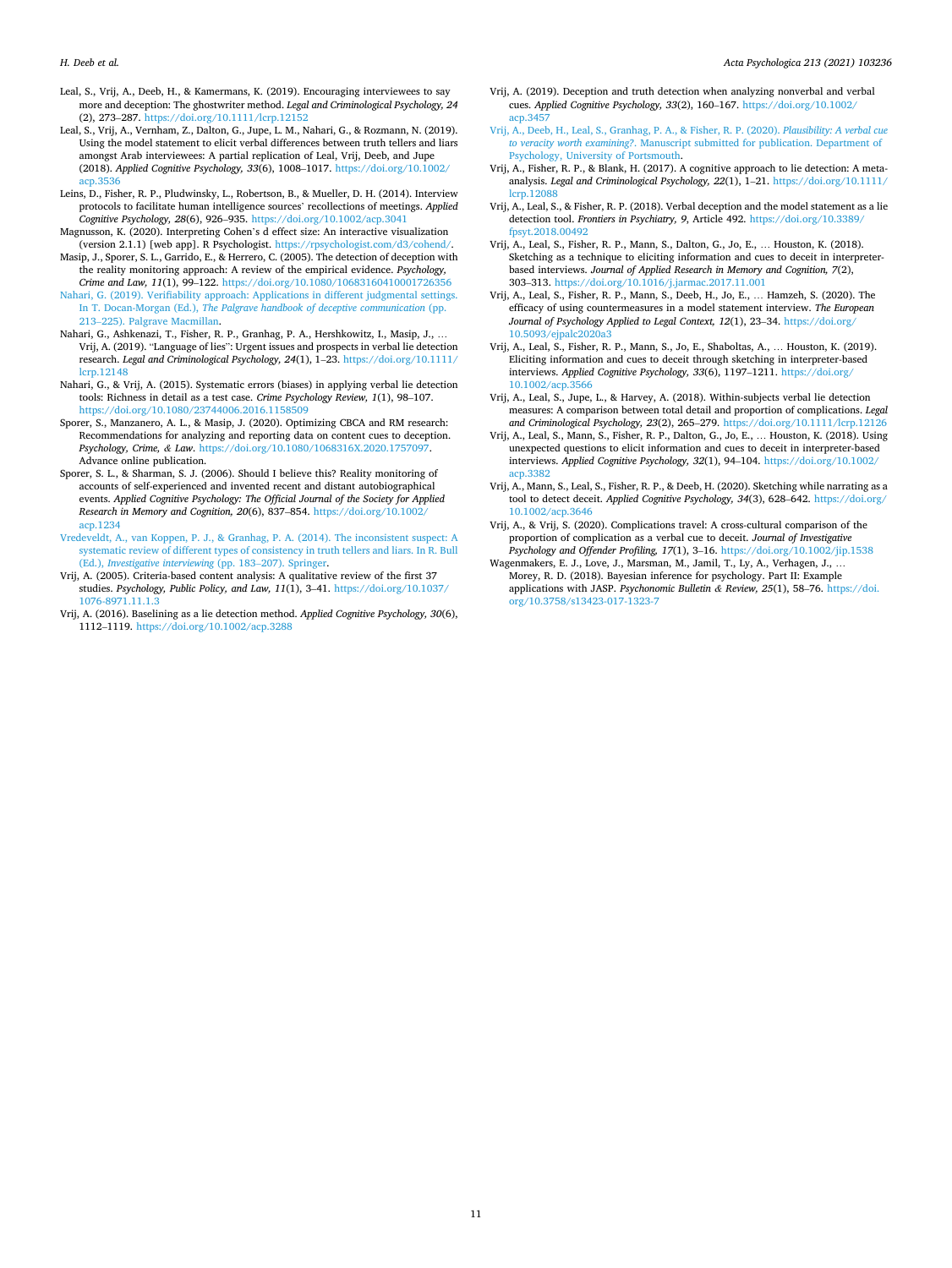Leal, S., Vrij, A., Deeb, H., & Kamermans, K. (2019). Encouraging interviewees to say more and deception: The ghostwriter method. *Legal and Criminological Psychology, 24*(2), 273–287. https://doi.org/10.1111/lcrp.12152

Leal, S., Vrij, A., Vernham, Z., Dalton, G., Jupe, L. M., Nahari, G., & Rozmann, N. (2019). Using the model statement to elicit verbal differences between truth tellers and liars amongst Arab interviewees: A partial replication of Leal, Vrij, Deeb, and Jupe (2018). *Applied Cognitive Psychology, 33*(6), 1008–1017. https://doi.org/10.1002/acp.3536

Leins, D., Fisher, R. P., Pludwinsky, L., Robertson, B., & Mueller, D. H. (2014). Interview protocols to facilitate human intelligence sources' recollections of meetings. *Applied Cognitive Psychology, 28*(6), 926–935. https://doi.org/10.1002/acp.3041

Magnusson, K. (2020). Interpreting Cohen's d effect size: An interactive visualization (version 2.1.1) [web app]. R Psychologist. https://rpsychologist.com/d3/cohend/.

Masip, J., Sporer, S. L., Garrido, E., & Herrero, C. (2005). The detection of deception with the reality monitoring approach: A review of the empirical evidence. *Psychology, Crime and Law, 11*(1), 99–122. https://doi.org/10.1080/10683160410001726356

Nahari, G. (2019). Verifiability approach: Applications in different judgmental settings. In T. Docan-Morgan (Ed.), *The Palgrave handbook of deceptive communication* (pp. 213–225). Palgrave Macmillan.

Nahari, G., Ashkenazi, T., Fisher, R. P., Granhag, P. A., Hershkowitz, I., Masip, J., … Vrij, A. (2019). "Language of lies": Urgent issues and prospects in verbal lie detection research. *Legal and Criminological Psychology, 24*(1), 1–23. https://doi.org/10.1111/lcrp.12148

Nahari, G., & Vrij, A. (2015). Systematic errors (biases) in applying verbal lie detection tools: Richness in detail as a test case. *Crime Psychology Review, 1*(1), 98–107. https://doi.org/10.1080/23744006.2016.1158509

Sporer, S., Manzanero, A. L., & Masip, J. (2020). Optimizing CBCA and RM research: Recommendations for analyzing and reporting data on content cues to deception. *Psychology, Crime, & Law*. https://doi.org/10.1080/1068316X.2020.1757097. Advance online publication.

Sporer, S. L., & Sharman, S. J. (2006). Should I believe this? Reality monitoring of accounts of self-experienced and invented recent and distant autobiographical events. *Applied Cognitive Psychology: The Official Journal of the Society for Applied Research in Memory and Cognition, 20*(6), 837–854. https://doi.org/10.1002/acp.1234

Vredeveldt, A., van Koppen, P. J., & Granhag, P. A. (2014). The inconsistent suspect: A systematic review of different types of consistency in truth tellers and liars. In R. Bull (Ed.), *Investigative interviewing* (pp. 183–207). Springer.

Vrij, A. (2005). Criteria-based content analysis: A qualitative review of the first 37 studies. *Psychology, Public Policy, and Law, 11*(1), 3–41. https://doi.org/10.1037/1076-8971.11.1.3

Vrij, A. (2016). Baselining as a lie detection method. *Applied Cognitive Psychology, 30*(6), 1112–1119. https://doi.org/10.1002/acp.3288

Vrij, A. (2019). Deception and truth detection when analyzing nonverbal and verbal cues. *Applied Cognitive Psychology, 33*(2), 160–167. https://doi.org/10.1002/acp.3457

Vrij, A., Deeb, H., Leal, S., Granhag, P. A., & Fisher, R. P. (2020). *Plausibility: A verbal cue to veracity worth examining?*. Manuscript submitted for publication. Department of Psychology, University of Portsmouth.

Vrij, A., Fisher, R. P., & Blank, H. (2017). A cognitive approach to lie detection: A meta-analysis. *Legal and Criminological Psychology, 22*(1), 1–21. https://doi.org/10.1111/lcrp.12088

Vrij, A., Leal, S., & Fisher, R. P. (2018). Verbal deception and the model statement as a lie detection tool. *Frontiers in Psychiatry, 9*, Article 492. https://doi.org/10.3389/fpsyt.2018.00492

Vrij, A., Leal, S., Fisher, R. P., Mann, S., Dalton, G., Jo, E., … Houston, K. (2018). Sketching as a technique to eliciting information and cues to deceit in interpreter-based interviews. *Journal of Applied Research in Memory and Cognition, 7*(2), 303–313. https://doi.org/10.1016/j.jarmac.2017.11.001

Vrij, A., Leal, S., Fisher, R. P., Mann, S., Deeb, H., Jo, E., … Hamzeh, S. (2020). The efficacy of using countermeasures in a model statement interview. *The European Journal of Psychology Applied to Legal Context, 12*(1), 23–34. https://doi.org/10.5093/ejpalc2020a3

Vrij, A., Leal, S., Fisher, R. P., Mann, S., Jo, E., Shaboltas, A., … Houston, K. (2019). Eliciting information and cues to deceit through sketching in interpreter-based interviews. *Applied Cognitive Psychology, 33*(6), 1197–1211. https://doi.org/10.1002/acp.3566

Vrij, A., Leal, S., Jupe, L., & Harvey, A. (2018). Within-subjects verbal lie detection measures: A comparison between total detail and proportion of complications. *Legal and Criminological Psychology, 23*(2), 265–279. https://doi.org/10.1111/lcrp.12126

Vrij, A., Leal, S., Mann, S., Fisher, R. P., Dalton, G., Jo, E., … Houston, K. (2018). Using unexpected questions to elicit information and cues to deceit in interpreter-based interviews. *Applied Cognitive Psychology, 32*(1), 94–104. https://doi.org/10.1002/acp.3382

Vrij, A., Mann, S., Leal, S., Fisher, R. P., & Deeb, H. (2020). Sketching while narrating as a tool to detect deceit. *Applied Cognitive Psychology, 34*(3), 628–642. https://doi.org/10.1002/acp.3646

Vrij, A., & Vrij, S. (2020). Complications travel: A cross-cultural comparison of the proportion of complication as a verbal cue to deceit. *Journal of Investigative Psychology and Offender Profiling, 17*(1), 3–16. https://doi.org/10.1002/jip.1538

Wagenmakers, E. J., Love, J., Marsman, M., Jamil, T., Ly, A., Verhagen, J., … Morey, R. D. (2018). Bayesian inference for psychology. Part II: Example applications with JASP. *Psychonomic Bulletin & Review, 25*(1), 58–76. https://doi.org/10.3758/s13423-017-1323-7